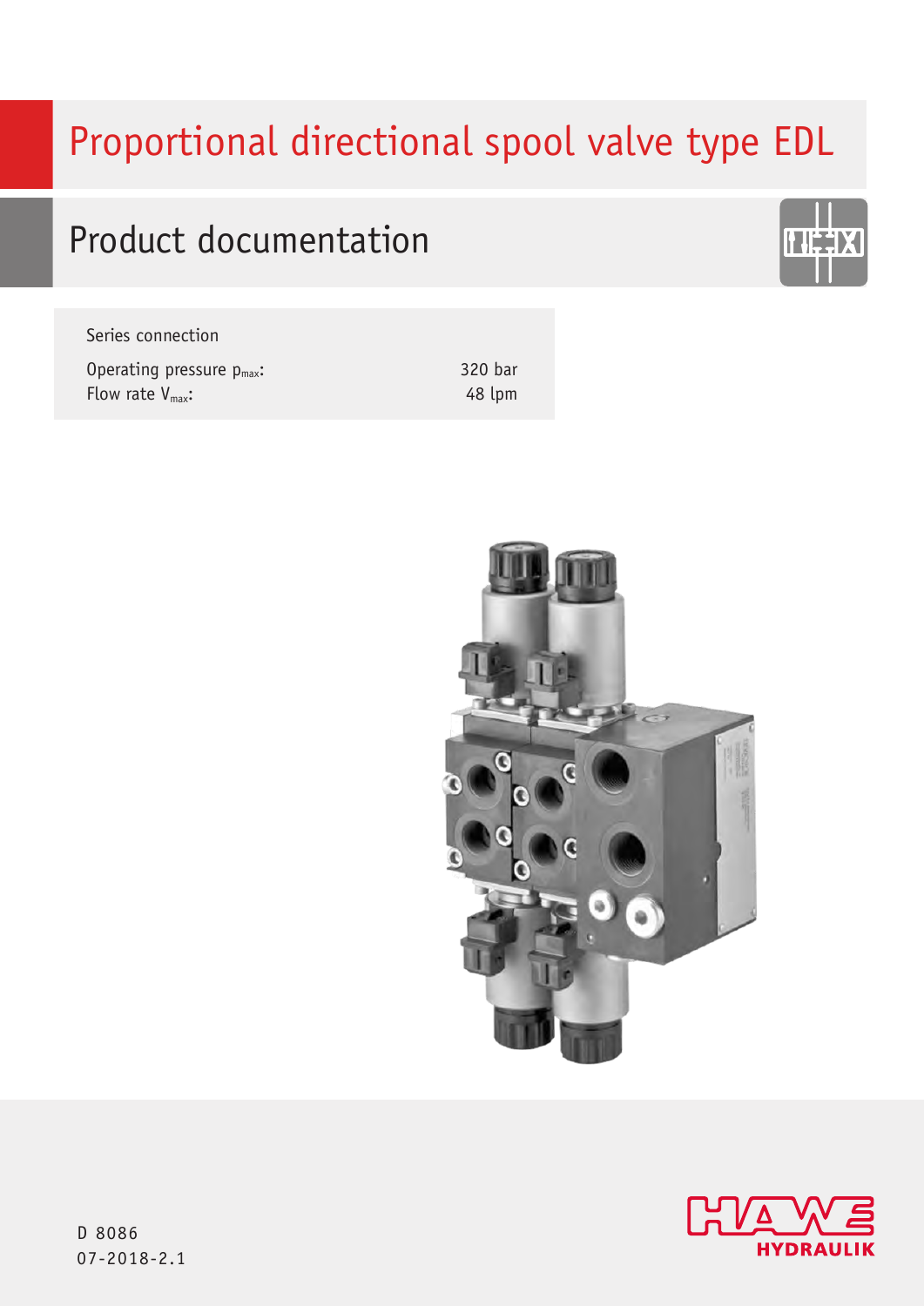# Proportional directional spool valve type EDL

## Product documentation

Series connection

| | |
|---|---|
| Operating pressure $p_{max}$: | 320 bar |
| Flow rate $V_{max}$: | 48 lpm |

D 8086
07-2018-2.1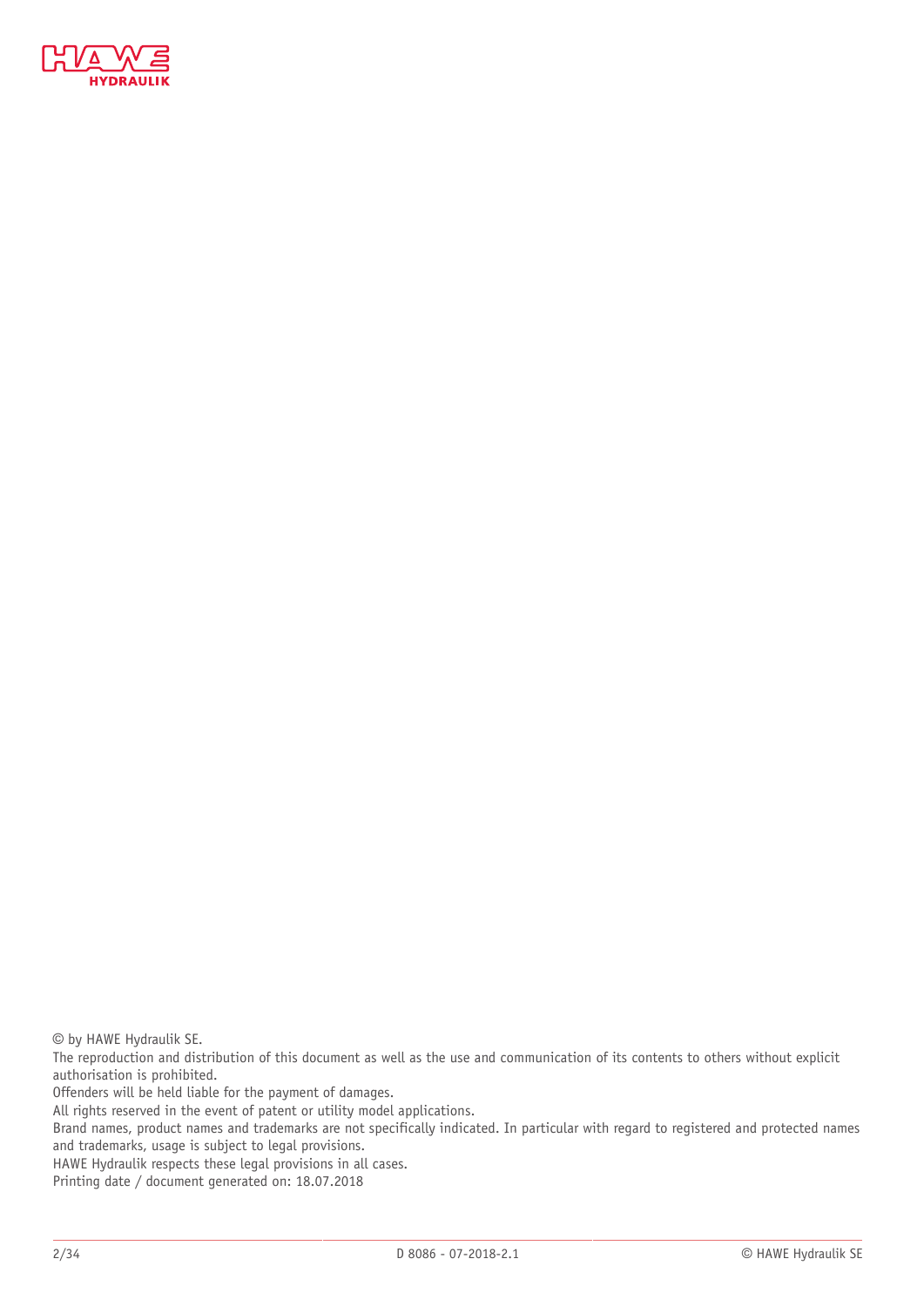© by HAWE Hydraulik SE.
The reproduction and distribution of this document as well as the use and communication of its contents to others without explicit authorisation is prohibited.
Offenders will be held liable for the payment of damages.
All rights reserved in the event of patent or utility model applications.
Brand names, product names and trademarks are not specifically indicated. In particular with regard to registered and protected names and trademarks, usage is subject to legal provisions.
HAWE Hydraulik respects these legal provisions in all cases.
Printing date / document generated on: 18.07.2018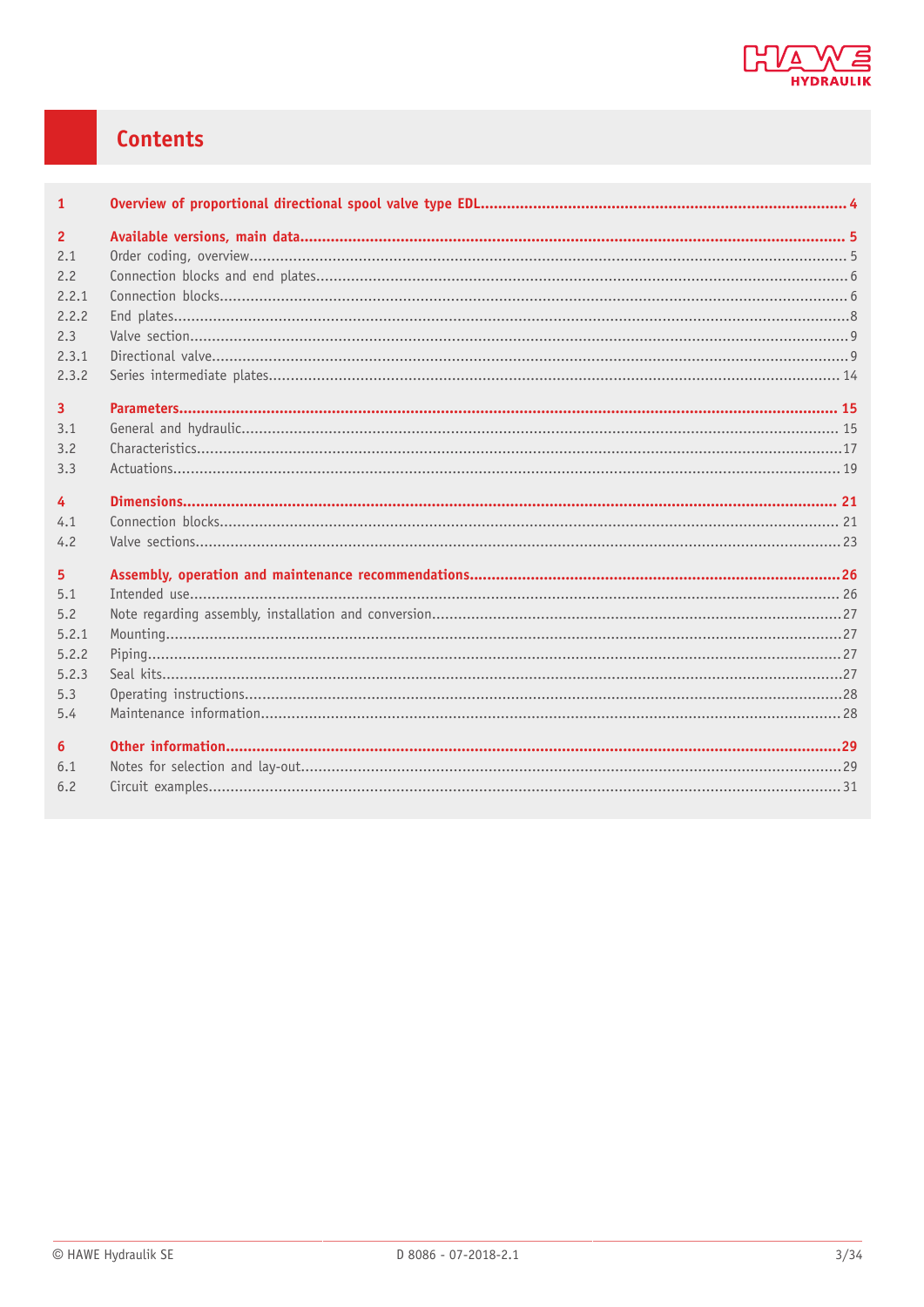# Contents

| | | |
|---|---|---|
| **1** | **Overview of proportional directional spool valve type EDL** | **4** |
| **2** | **Available versions, main data** | **5** |
| 2.1 | Order coding, overview | 5 |
| 2.2 | Connection blocks and end plates | 6 |
| 2.2.1 | Connection blocks | 6 |
| 2.2.2 | End plates | 8 |
| 2.3 | Valve section | 9 |
| 2.3.1 | Directional valve | 9 |
| 2.3.2 | Series intermediate plates | 14 |
| **3** | **Parameters** | **15** |
| 3.1 | General and hydraulic | 15 |
| 3.2 | Characteristics | 17 |
| 3.3 | Actuations | 19 |
| **4** | **Dimensions** | **21** |
| 4.1 | Connection blocks | 21 |
| 4.2 | Valve sections | 23 |
| **5** | **Assembly, operation and maintenance recommendations** | **26** |
| 5.1 | Intended use | 26 |
| 5.2 | Note regarding assembly, installation and conversion | 27 |
| 5.2.1 | Mounting | 27 |
| 5.2.2 | Piping | 27 |
| 5.2.3 | Seal kits | 27 |
| 5.3 | Operating instructions | 28 |
| 5.4 | Maintenance information | 28 |
| **6** | **Other information** | **29** |
| 6.1 | Notes for selection and lay-out | 29 |
| 6.2 | Circuit examples | 31 |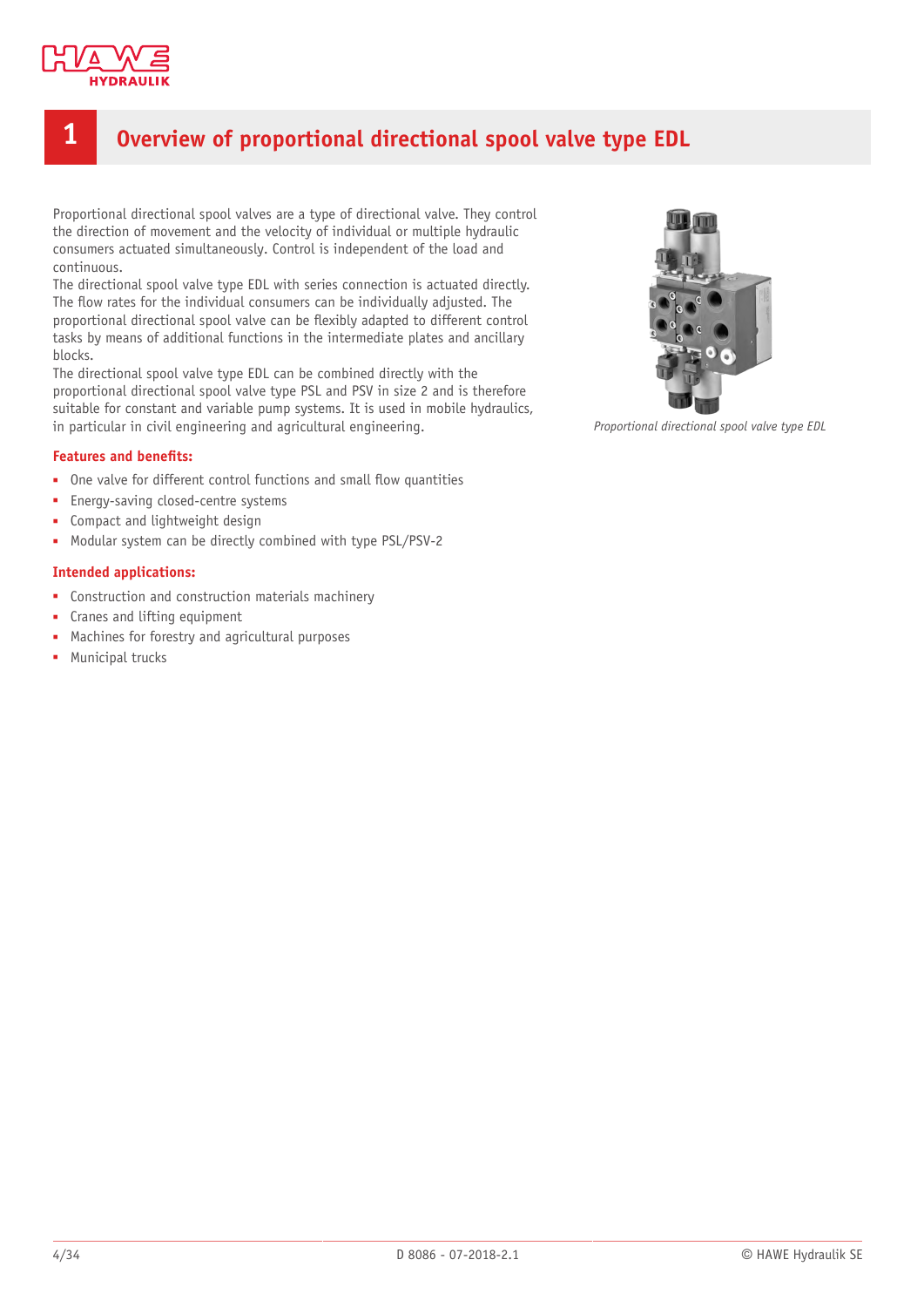# 1 Overview of proportional directional spool valve type EDL

Proportional directional spool valves are a type of directional valve. They control the direction of movement and the velocity of individual or multiple hydraulic consumers actuated simultaneously. Control is independent of the load and continuous.
The directional spool valve type EDL with series connection is actuated directly. The flow rates for the individual consumers can be individually adjusted. The proportional directional spool valve can be flexibly adapted to different control tasks by means of additional functions in the intermediate plates and ancillary blocks.
The directional spool valve type EDL can be combined directly with the proportional directional spool valve type PSL and PSV in size 2 and is therefore suitable for constant and variable pump systems. It is used in mobile hydraulics, in particular in civil engineering and agricultural engineering.

*Proportional directional spool valve type EDL*

**Features and benefits:**

- One valve for different control functions and small flow quantities
- Energy-saving closed-centre systems
- Compact and lightweight design
- Modular system can be directly combined with type PSL/PSV-2

**Intended applications:**

- Construction and construction materials machinery
- Cranes and lifting equipment
- Machines for forestry and agricultural purposes
- Municipal trucks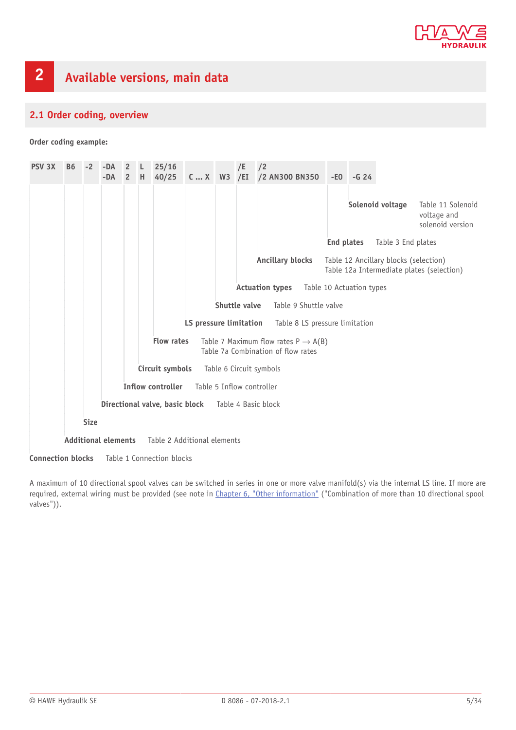# 2 Available versions, main data

## 2.1 Order coding, overview

**Order coding example:**

| PSV 3X | B6 | -2 | -DA<br>-DA | 2<br>2 | L<br>H | 25/16<br>40/25 | C ... X | W3 | /E<br>/EI | /2<br>/2 AN300 BN350 | -E0 | -G 24 |
|---|---|---|---|---|---|---|---|---|---|---|---|---|

| Element | Reference |
|---|---|
| **Solenoid voltage** | Table 11 Solenoid voltage and solenoid version |
| **End plates** | Table 3 End plates |
| **Ancillary blocks** | Table 12 Ancillary blocks (selection)<br>Table 12a Intermediate plates (selection) |
| **Actuation types** | Table 10 Actuation types |
| **Shuttle valve** | Table 9 Shuttle valve |
| **LS pressure limitation** | Table 8 LS pressure limitation |
| **Flow rates** | Table 7 Maximum flow rates P → A(B)<br>Table 7a Combination of flow rates |
| **Circuit symbols** | Table 6 Circuit symbols |
| **Inflow controller** | Table 5 Inflow controller |
| **Directional valve, basic block** | Table 4 Basic block |
| **Size** | |
| **Additional elements** | Table 2 Additional elements |
| **Connection blocks** | Table 1 Connection blocks |

A maximum of 10 directional spool valves can be switched in series in one or more valve manifold(s) via the internal LS line. If more are required, external wiring must be provided (see note in Chapter 6, "Other information" ("Combination of more than 10 directional spool valves")).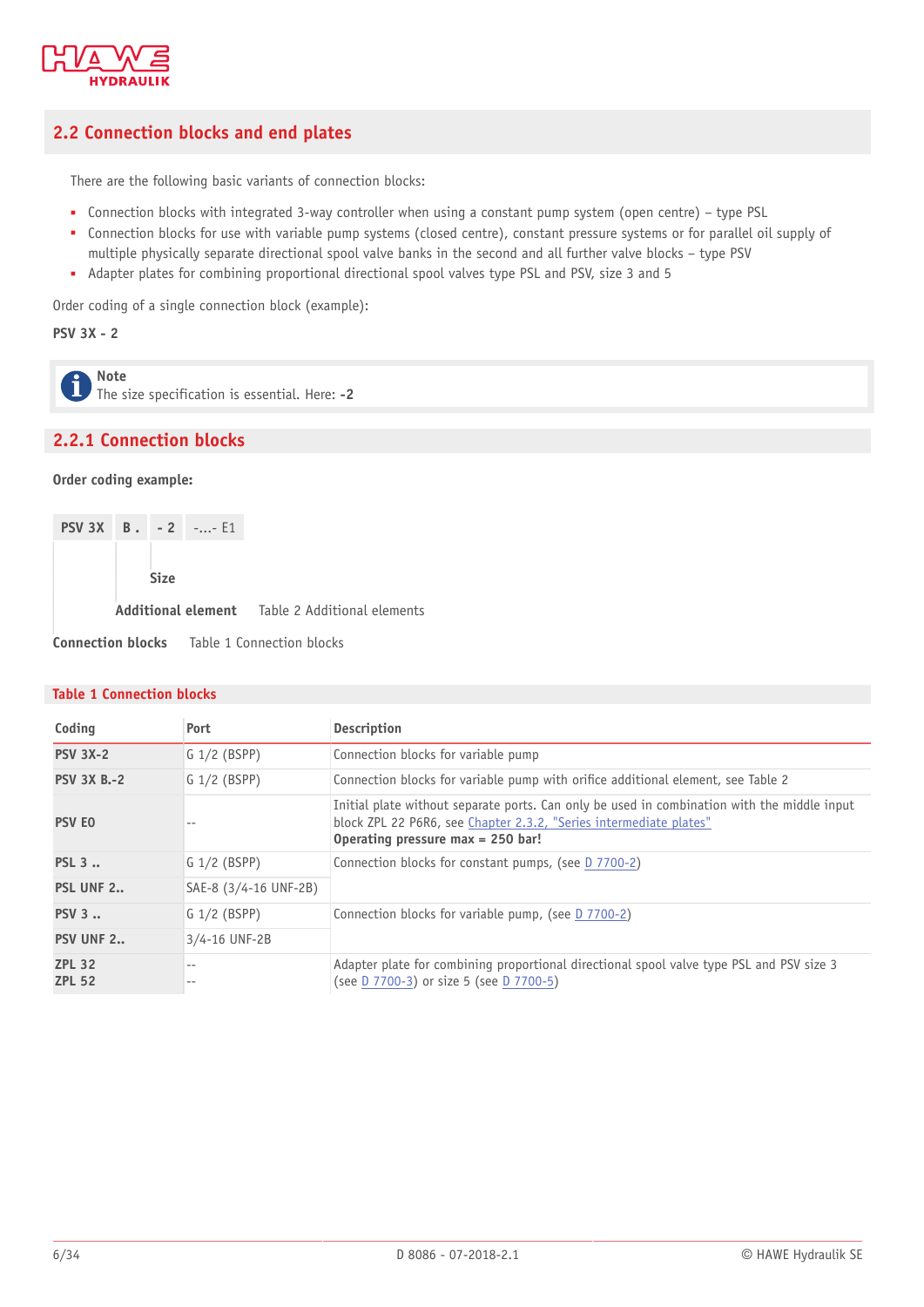## 2.2 Connection blocks and end plates

There are the following basic variants of connection blocks:

- Connection blocks with integrated 3-way controller when using a constant pump system (open centre) – type PSL
- Connection blocks for use with variable pump systems (closed centre), constant pressure systems or for parallel oil supply of multiple physically separate directional spool valve banks in the second and all further valve blocks – type PSV
- Adapter plates for combining proportional directional spool valves type PSL and PSV, size 3 and 5

Order coding of a single connection block (example):

**PSV 3X - 2**

> **Note**
> The size specification is essential. Here: **-2**

### 2.2.1 Connection blocks

**Order coding example:**

| PSV 3X | B . | - 2 | -...- E1 |
|---|---|---|---|

**Size**

**Additional element** Table 2 Additional elements

**Connection blocks** Table 1 Connection blocks

**Table 1 Connection blocks**

| Coding | Port | Description |
|---|---|---|
| **PSV 3X-2** | G 1/2 (BSPP) | Connection blocks for variable pump |
| **PSV 3X B.-2** | G 1/2 (BSPP) | Connection blocks for variable pump with orifice additional element, see Table 2 |
| **PSV E0** | -- | Initial plate without separate ports. Can only be used in combination with the middle input block ZPL 22 P6R6, see Chapter 2.3.2, "Series intermediate plates"<br>**Operating pressure max = 250 bar!** |
| **PSL 3 ..** | G 1/2 (BSPP) | Connection blocks for constant pumps, (see D 7700-2) |
| **PSL UNF 2..** | SAE-8 (3/4-16 UNF-2B) | |
| **PSV 3 ..** | G 1/2 (BSPP) | Connection blocks for variable pump, (see D 7700-2) |
| **PSV UNF 2..** | 3/4-16 UNF-2B | |
| **ZPL 32**<br>**ZPL 52** | --<br>-- | Adapter plate for combining proportional directional spool valve type PSL and PSV size 3 (see D 7700-3) or size 5 (see D 7700-5) |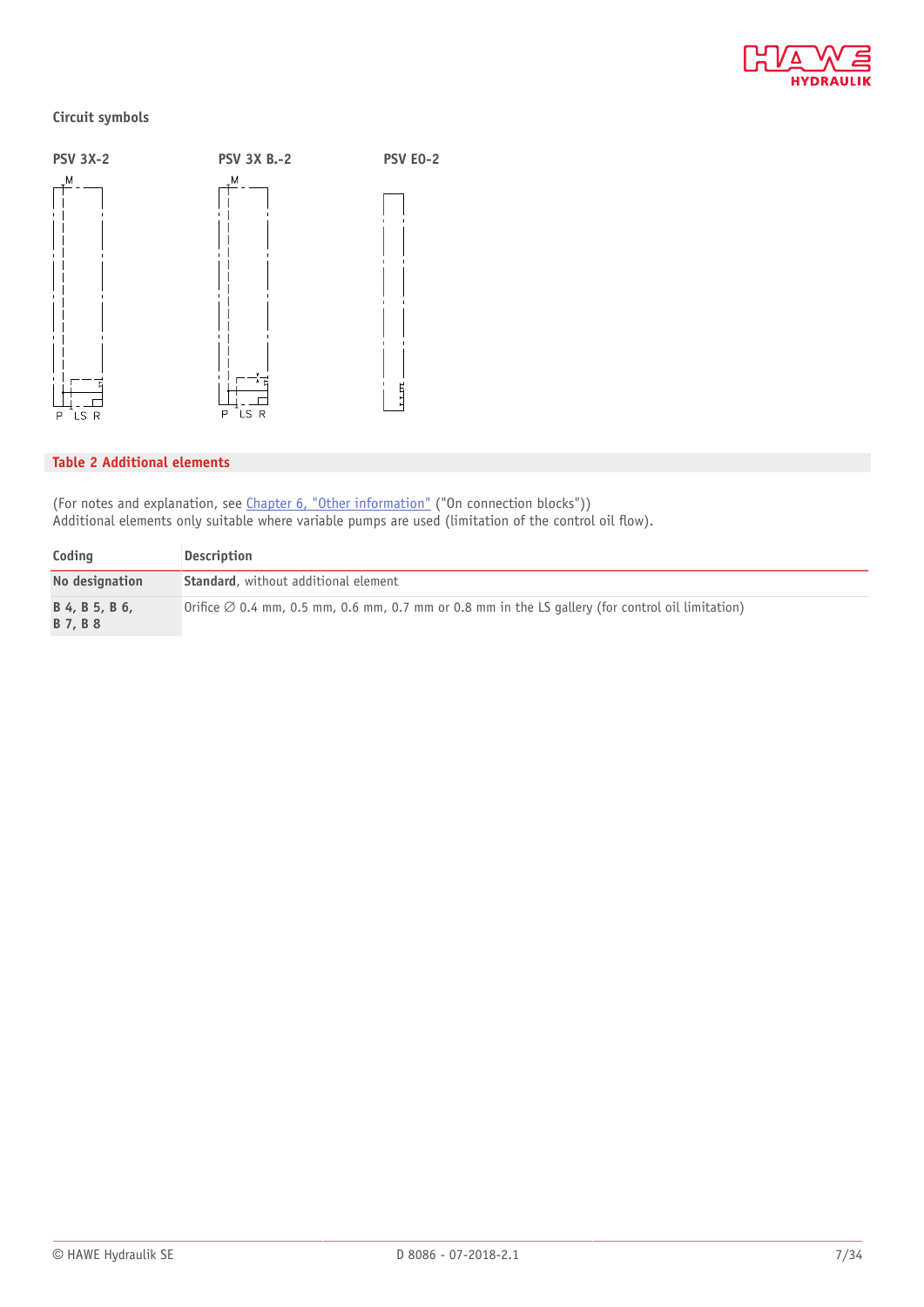### Circuit symbols

**PSV 3X-2**

M

P LS R

**PSV 3X B.-2**

M

P LS R

**PSV EO-2**

## Table 2 Additional elements

(For notes and explanation, see Chapter 6, "Other information" ("On connection blocks"))
Additional elements only suitable where variable pumps are used (limitation of the control oil flow).

| Coding | Description |
|---|---|
| **No designation** | **Standard**, without additional element |
| **B 4, B 5, B 6, B 7, B 8** | Orifice ∅ 0.4 mm, 0.5 mm, 0.6 mm, 0.7 mm or 0.8 mm in the LS gallery (for control oil limitation) |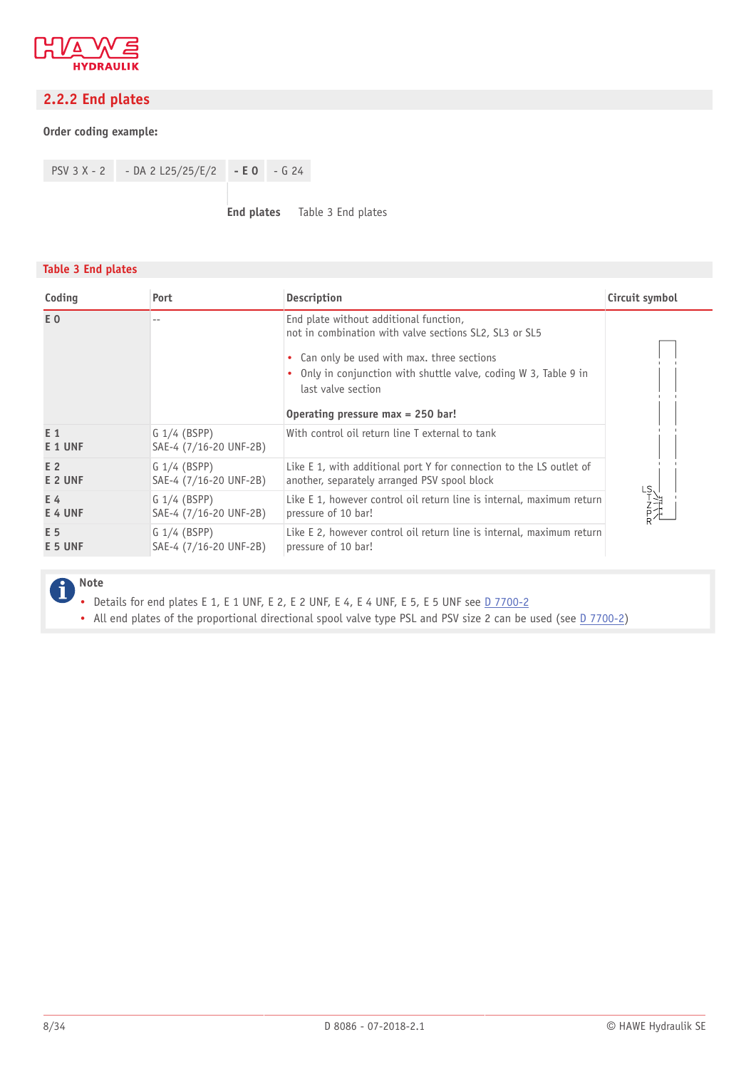## 2.2.2 End plates

**Order coding example:**

| PSV 3 X - 2 | - DA 2 L25/25/E/2 | **- E 0** | - G 24 |
|---|---|---|---|

**End plates** Table 3 End plates

**Table 3 End plates**

| Coding | Port | Description | Circuit symbol |
|---|---|---|---|
| **E 0** | -- | End plate without additional function, not in combination with valve sections SL2, SL3 or SL5<br>• Can only be used with max. three sections<br>• Only in conjunction with shuttle valve, coding W 3, Table 9 in last valve section<br>**Operating pressure max = 250 bar!** | |
| **E 1**<br>**E 1 UNF** | G 1/4 (BSPP)<br>SAE-4 (7/16-20 UNF-2B) | With control oil return line T external to tank | |
| **E 2**<br>**E 2 UNF** | G 1/4 (BSPP)<br>SAE-4 (7/16-20 UNF-2B) | Like E 1, with additional port Y for connection to the LS outlet of another, separately arranged PSV spool block | |
| **E 4**<br>**E 4 UNF** | G 1/4 (BSPP)<br>SAE-4 (7/16-20 UNF-2B) | Like E 1, however control oil return line is internal, maximum return pressure of 10 bar! | |
| **E 5**<br>**E 5 UNF** | G 1/4 (BSPP)<br>SAE-4 (7/16-20 UNF-2B) | Like E 2, however control oil return line is internal, maximum return pressure of 10 bar! | |

**Note**

- Details for end plates E 1, E 1 UNF, E 2, E 2 UNF, E 4, E 4 UNF, E 5, E 5 UNF see D 7700-2
- All end plates of the proportional directional spool valve type PSL and PSV size 2 can be used (see D 7700-2)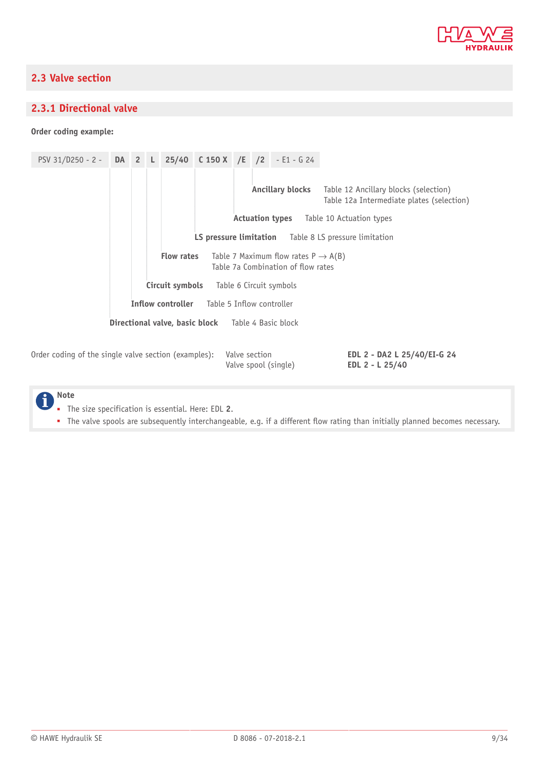## 2.3 Valve section

### 2.3.1 Directional valve

**Order coding example:**

| PSV 31/D250 - 2 - | DA | 2 | L | 25/40 | C 150 X | /E | /2 | - E1 - G 24 |
|---|---|---|---|---|---|---|---|---|

| Element | Reference |
|---|---|
| **Ancillary blocks** | Table 12 Ancillary blocks (selection)<br>Table 12a Intermediate plates (selection) |
| **Actuation types** | Table 10 Actuation types |
| **LS pressure limitation** | Table 8 LS pressure limitation |
| **Flow rates** | Table 7 Maximum flow rates P → A(B)<br>Table 7a Combination of flow rates |
| **Circuit symbols** | Table 6 Circuit symbols |
| **Inflow controller** | Table 5 Inflow controller |
| **Directional valve, basic block** | Table 4 Basic block |

Order coding of the single valve section (examples):

| | |
|---|---|
| Valve section | **EDL 2 - DA2 L 25/40/EI-G 24** |
| Valve spool (single) | **EDL 2 - L 25/40** |

**Note**
- The size specification is essential. Here: EDL **2**.
- The valve spools are subsequently interchangeable, e.g. if a different flow rating than initially planned becomes necessary.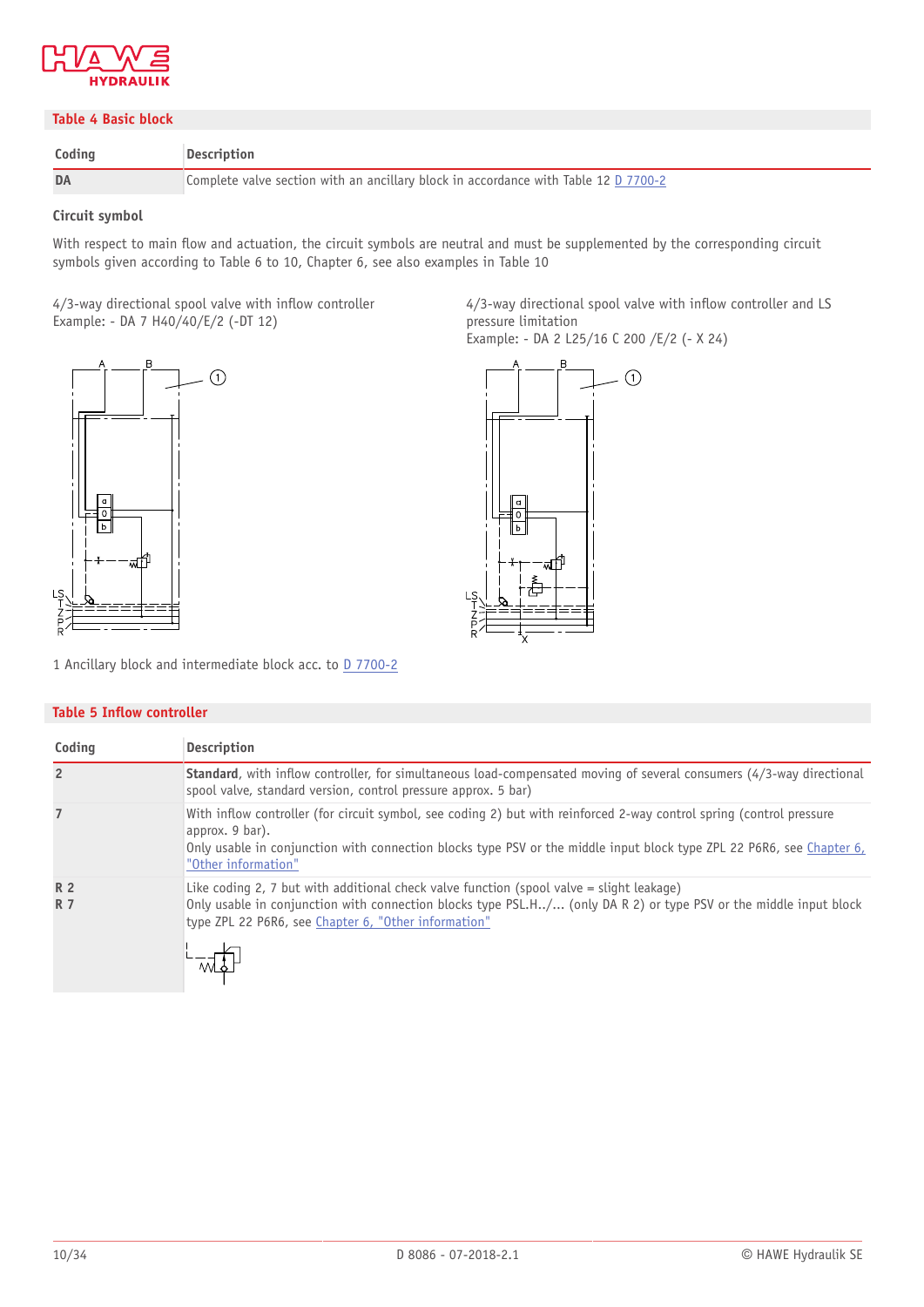## Table 4 Basic block

| Coding | Description |
|---|---|
| DA | Complete valve section with an ancillary block in accordance with Table 12 D 7700-2 |

### Circuit symbol

With respect to main flow and actuation, the circuit symbols are neutral and must be supplemented by the corresponding circuit symbols given according to Table 6 to 10, Chapter 6, see also examples in Table 10

4/3-way directional spool valve with inflow controller
Example: - DA 7 H40/40/E/2 (-DT 12)

4/3-way directional spool valve with inflow controller and LS pressure limitation
Example: - DA 2 L25/16 C 200 /E/2 (- X 24)

1 Ancillary block and intermediate block acc. to D 7700-2

## Table 5 Inflow controller

| Coding | Description |
|---|---|
| 2 | **Standard**, with inflow controller, for simultaneous load-compensated moving of several consumers (4/3-way directional spool valve, standard version, control pressure approx. 5 bar) |
| 7 | With inflow controller (for circuit symbol, see coding 2) but with reinforced 2-way control spring (control pressure approx. 9 bar).<br>Only usable in conjunction with connection blocks type PSV or the middle input block type ZPL 22 P6R6, see Chapter 6, "Other information" |
| R 2<br>R 7 | Like coding 2, 7 but with additional check valve function (spool valve = slight leakage)<br>Only usable in conjunction with connection blocks type PSL.H../... (only DA R 2) or type PSV or the middle input block type ZPL 22 P6R6, see Chapter 6, "Other information" |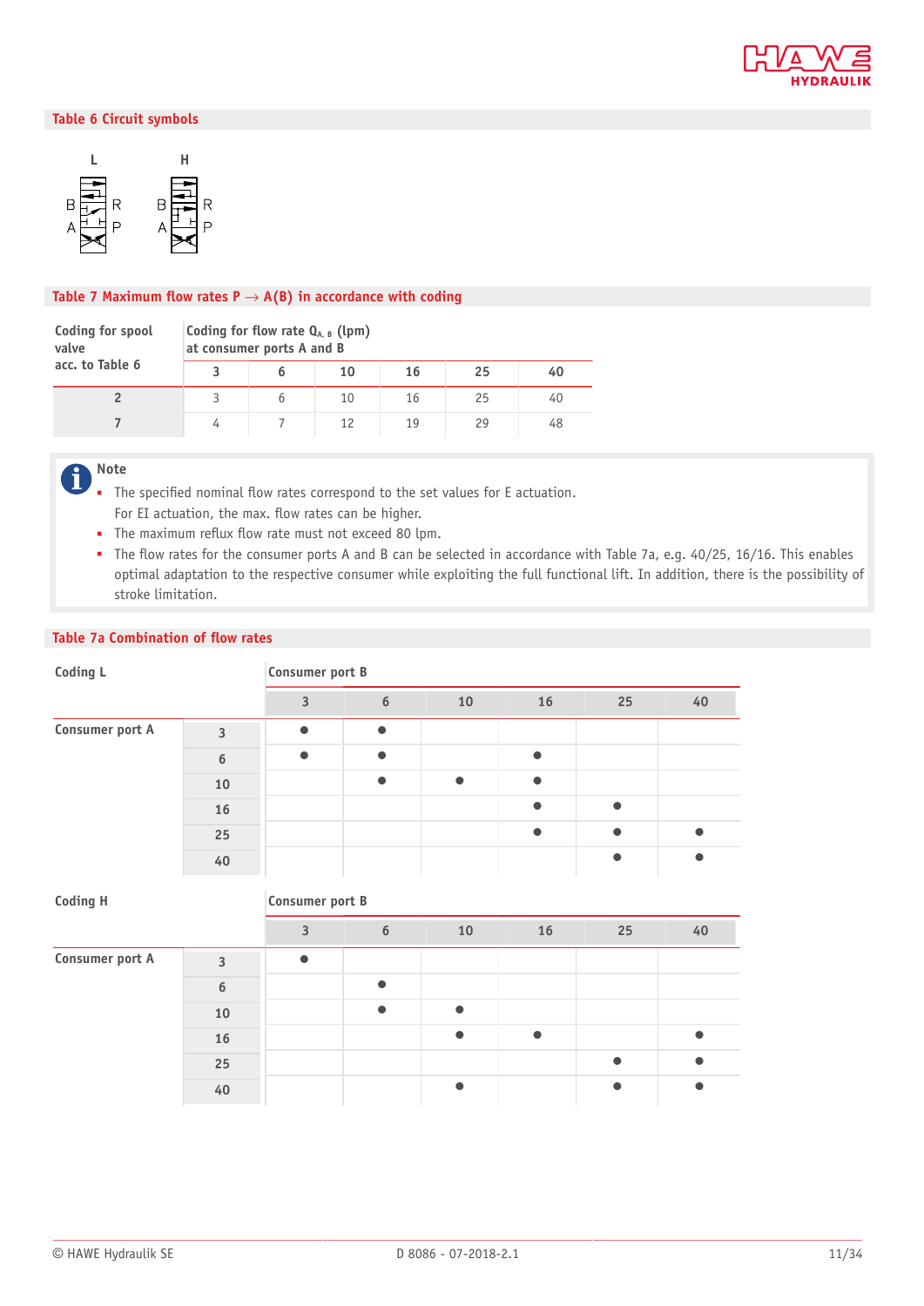## Table 6 Circuit symbols

L

B R
A P

H

B R
A P

## Table 7 Maximum flow rates P → A(B) in accordance with coding

| Coding for spool valve acc. to Table 6 | Coding for flow rate $Q_{A,B}$ (lpm) at consumer ports A and B | | | | | |
|---|---|---|---|---|---|---|
| | 3 | 6 | 10 | 16 | 25 | 40 |
| 2 | 3 | 6 | 10 | 16 | 25 | 40 |
| 7 | 4 | 7 | 12 | 19 | 29 | 48 |

**Note**

- The specified nominal flow rates correspond to the set values for E actuation.
  For EI actuation, the max. flow rates can be higher.
- The maximum reflux flow rate must not exceed 80 lpm.
- The flow rates for the consumer ports A and B can be selected in accordance with Table 7a, e.g. 40/25, 16/16. This enables optimal adaptation to the respective consumer while exploiting the full functional lift. In addition, there is the possibility of stroke limitation.

## Table 7a Combination of flow rates

**Coding L**

| | | Consumer port B | | | | | |
|---|---|---|---|---|---|---|---|
| | | 3 | 6 | 10 | 16 | 25 | 40 |
| Consumer port A | 3 | ● | ● | | | | |
| | 6 | ● | ● | | ● | | |
| | 10 | | ● | ● | ● | | |
| | 16 | | | | ● | ● | |
| | 25 | | | | ● | ● | ● |
| | 40 | | | | | ● | ● |

**Coding H**

| | | Consumer port B | | | | | |
|---|---|---|---|---|---|---|---|
| | | 3 | 6 | 10 | 16 | 25 | 40 |
| Consumer port A | 3 | ● | | | | | |
| | 6 | | ● | | | | |
| | 10 | | ● | ● | | | |
| | 16 | | | ● | ● | | ● |
| | 25 | | | | | ● | ● |
| | 40 | | | ● | | ● | ● |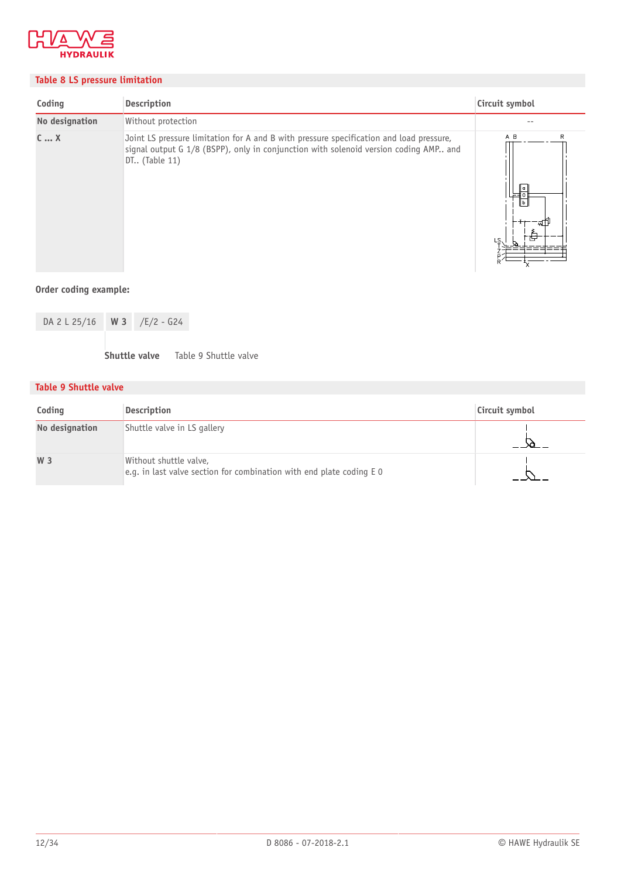## Table 8 LS pressure limitation

| Coding | Description | Circuit symbol |
|---|---|---|
| **No designation** | Without protection | -- |
| **C ... X** | Joint LS pressure limitation for A and B with pressure specification and load pressure, signal output G 1/8 (BSPP), only in conjunction with solenoid version coding AMP.. and DT.. (Table 11) | |

**Order coding example:**

| DA 2 L 25/16 | **W 3** | /E/2 - G24 |
|---|---|---|

**Shuttle valve** Table 9 Shuttle valve

## Table 9 Shuttle valve

| Coding | Description | Circuit symbol |
|---|---|---|
| **No designation** | Shuttle valve in LS gallery | |
| **W 3** | Without shuttle valve,<br>e.g. in last valve section for combination with end plate coding E 0 | |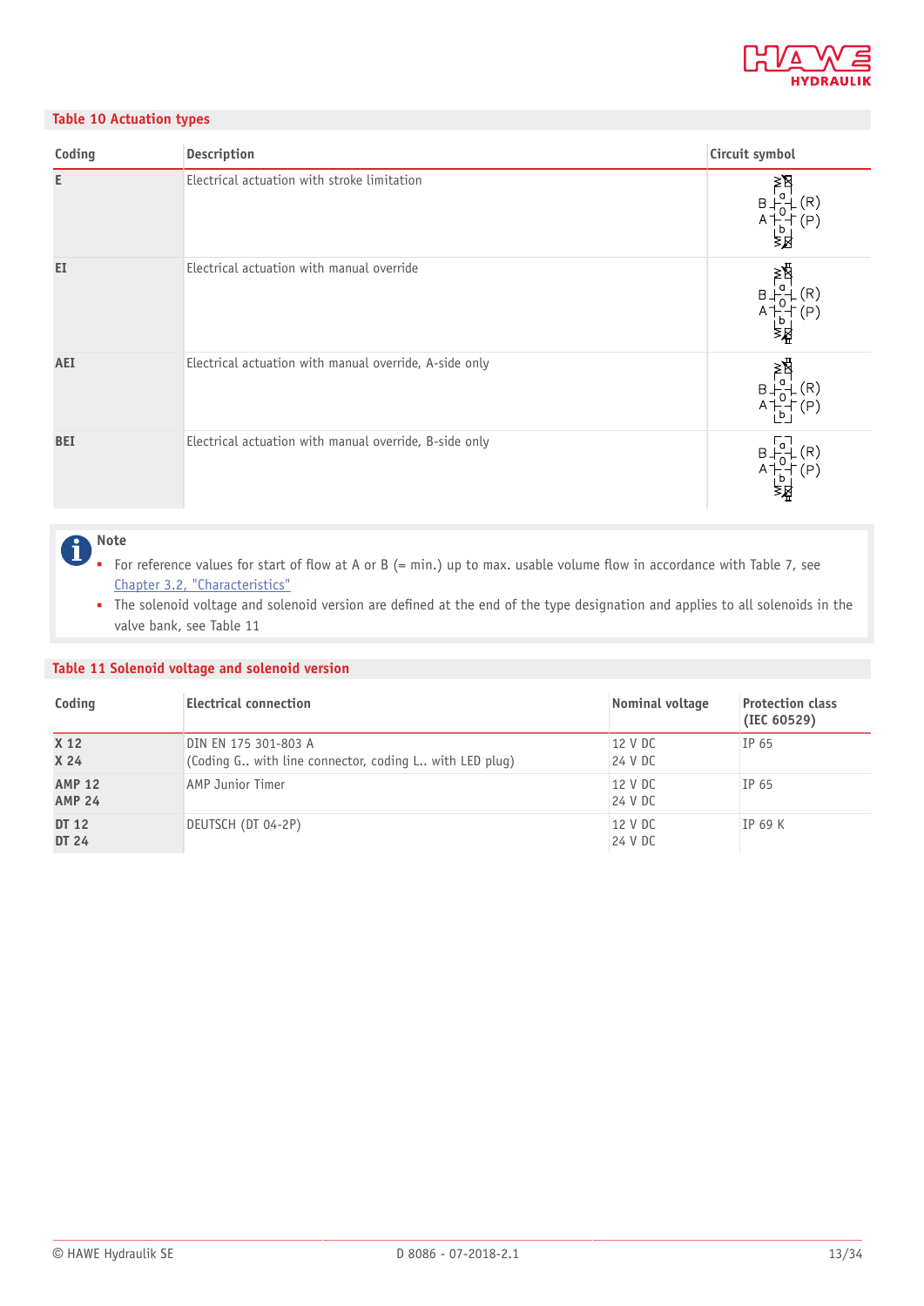## Table 10 Actuation types

| Coding | Description | Circuit symbol |
|---|---|---|
| **E** | Electrical actuation with stroke limitation | |
| **EI** | Electrical actuation with manual override | |
| **AEI** | Electrical actuation with manual override, A-side only | |
| **BEI** | Electrical actuation with manual override, B-side only | |

> **Note**
> - For reference values for start of flow at A or B (= min.) up to max. usable volume flow in accordance with Table 7, see Chapter 3.2, "Characteristics"
> - The solenoid voltage and solenoid version are defined at the end of the type designation and applies to all solenoids in the valve bank, see Table 11

## Table 11 Solenoid voltage and solenoid version

| Coding | Electrical connection | Nominal voltage | Protection class (IEC 60529) |
|---|---|---|---|
| **X 12**<br>**X 24** | DIN EN 175 301-803 A<br>(Coding G.. with line connector, coding L.. with LED plug) | 12 V DC<br>24 V DC | IP 65 |
| **AMP 12**<br>**AMP 24** | AMP Junior Timer | 12 V DC<br>24 V DC | IP 65 |
| **DT 12**<br>**DT 24** | DEUTSCH (DT 04-2P) | 12 V DC<br>24 V DC | IP 69 K |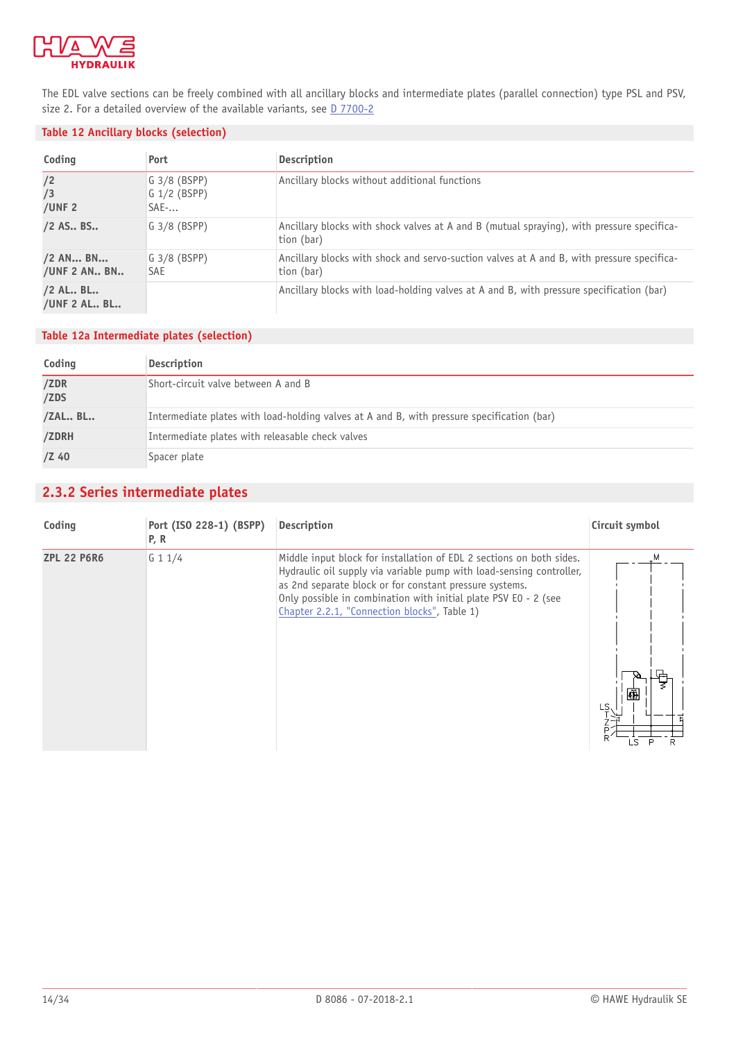The EDL valve sections can be freely combined with all ancillary blocks and intermediate plates (parallel connection) type PSL and PSV, size 2. For a detailed overview of the available variants, see D 7700-2

**Table 12 Ancillary blocks (selection)**

| Coding | Port | Description |
|---|---|---|
| /2<br>/3<br>/UNF 2 | G 3/8 (BSPP)<br>G 1/2 (BSPP)<br>SAE-... | Ancillary blocks without additional functions |
| /2 AS.. BS.. | G 3/8 (BSPP) | Ancillary blocks with shock valves at A and B (mutual spraying), with pressure specification (bar) |
| /2 AN... BN...<br>/UNF 2 AN.. BN.. | G 3/8 (BSPP)<br>SAE | Ancillary blocks with shock and servo-suction valves at A and B, with pressure specification (bar) |
| /2 AL.. BL..<br>/UNF 2 AL.. BL.. | | Ancillary blocks with load-holding valves at A and B, with pressure specification (bar) |

**Table 12a Intermediate plates (selection)**

| Coding | Description |
|---|---|
| /ZDR<br>/ZDS | Short-circuit valve between A and B |
| /ZAL.. BL.. | Intermediate plates with load-holding valves at A and B, with pressure specification (bar) |
| /ZDRH | Intermediate plates with releasable check valves |
| /Z 40 | Spacer plate |

## 2.3.2 Series intermediate plates

| Coding | Port (ISO 228-1) (BSPP) P, R | Description | Circuit symbol |
|---|---|---|---|
| ZPL 22 P6R6 | G 1 1/4 | Middle input block for installation of EDL 2 sections on both sides. Hydraulic oil supply via variable pump with load-sensing controller, as 2nd separate block or for constant pressure systems.<br>Only possible in combination with initial plate PSV E0 - 2 (see Chapter 2.2.1, "Connection blocks", Table 1) | |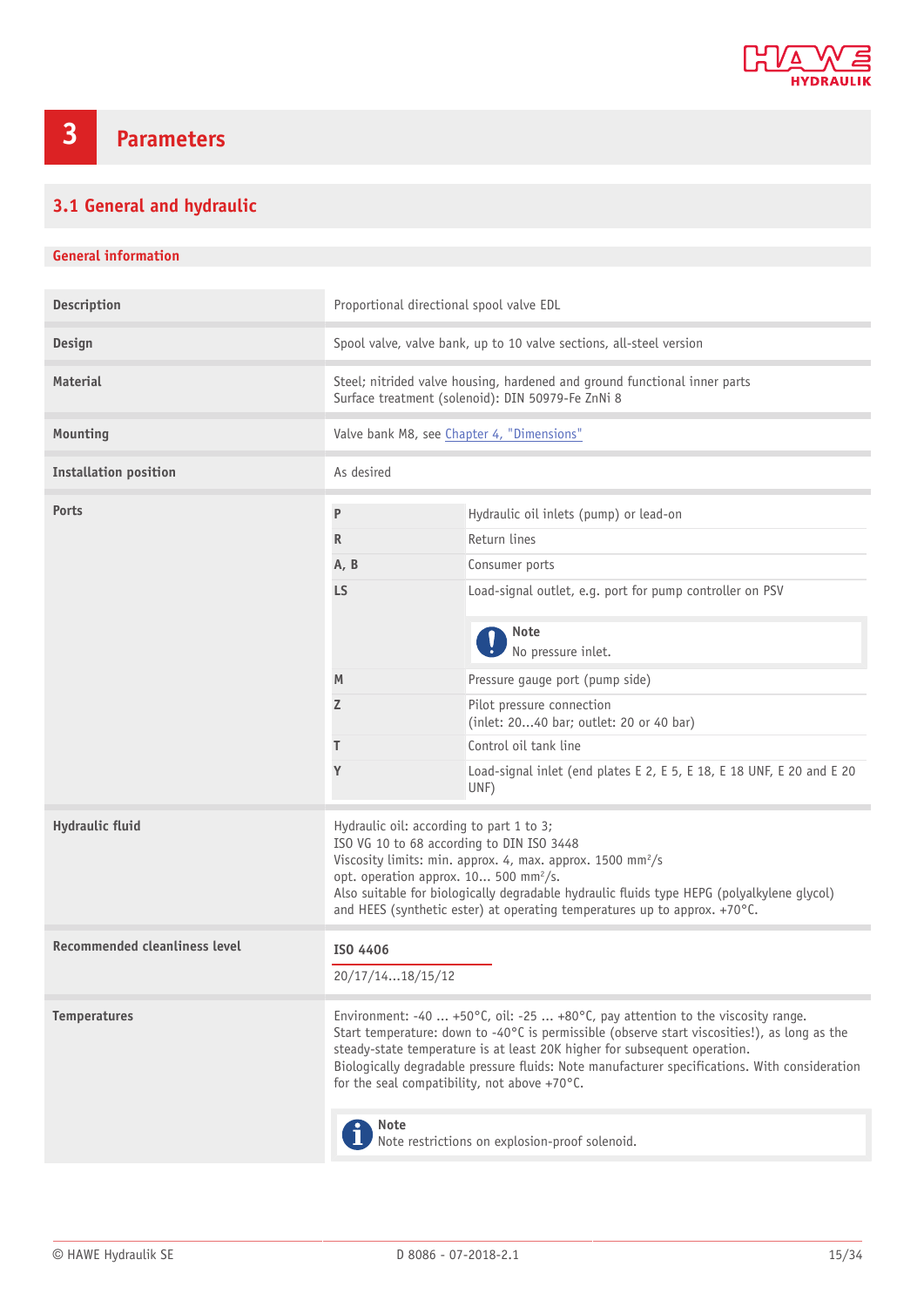# 3 Parameters

## 3.1 General and hydraulic

### General information

| | |
|---|---|
| **Description** | Proportional directional spool valve EDL |
| **Design** | Spool valve, valve bank, up to 10 valve sections, all-steel version |
| **Material** | Steel; nitrided valve housing, hardened and ground functional inner parts<br>Surface treatment (solenoid): DIN 50979-Fe ZnNi 8 |
| **Mounting** | Valve bank M8, see Chapter 4, "Dimensions" |
| **Installation position** | As desired |
| **Ports** | **P**: Hydraulic oil inlets (pump) or lead-on<br>**R**: Return lines<br>**A, B**: Consumer ports<br>**LS**: Load-signal outlet, e.g. port for pump controller on PSV<br>*Note:* No pressure inlet.<br>**M**: Pressure gauge port (pump side)<br>**Z**: Pilot pressure connection (inlet: 20...40 bar; outlet: 20 or 40 bar)<br>**T**: Control oil tank line<br>**Y**: Load-signal inlet (end plates E 2, E 5, E 18, E 18 UNF, E 20 and E 20 UNF) |
| **Hydraulic fluid** | Hydraulic oil: according to part 1 to 3;<br>ISO VG 10 to 68 according to DIN ISO 3448<br>Viscosity limits: min. approx. 4, max. approx. 1500 mm²/s<br>opt. operation approx. 10... 500 mm²/s.<br>Also suitable for biologically degradable hydraulic fluids type HEPG (polyalkylene glycol) and HEES (synthetic ester) at operating temperatures up to approx. +70°C. |
| **Recommended cleanliness level** | **ISO 4406**<br>20/17/14...18/15/12 |
| **Temperatures** | Environment: -40 ... +50°C, oil: -25 ... +80°C, pay attention to the viscosity range.<br>Start temperature: down to -40°C is permissible (observe start viscosities!), as long as the steady-state temperature is at least 20K higher for subsequent operation.<br>Biologically degradable pressure fluids: Note manufacturer specifications. With consideration for the seal compatibility, not above +70°C.<br>*Note:* Note restrictions on explosion-proof solenoid. |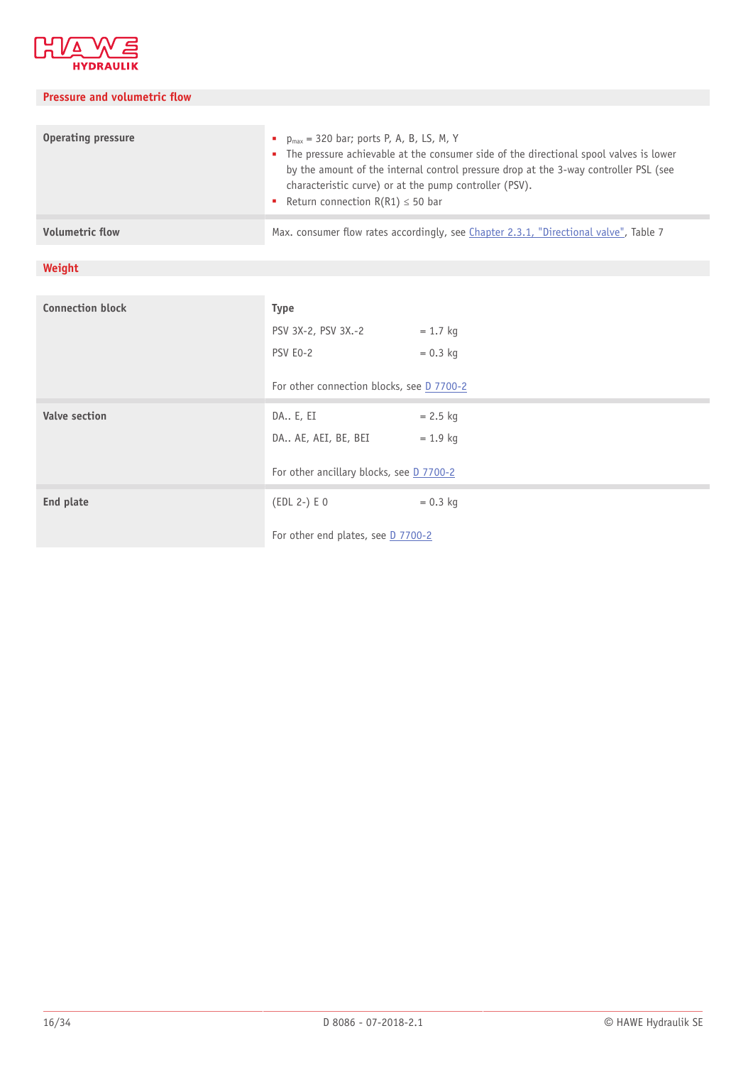## Pressure and volumetric flow

| | |
|---|---|
| **Operating pressure** | ▪ $p_{max}$ = 320 bar; ports P, A, B, LS, M, Y<br>▪ The pressure achievable at the consumer side of the directional spool valves is lower by the amount of the internal control pressure drop at the 3-way controller PSL (see characteristic curve) or at the pump controller (PSV).<br>▪ Return connection R(R1) ≤ 50 bar |
| **Volumetric flow** | Max. consumer flow rates accordingly, see Chapter 2.3.1, "Directional valve", Table 7 |

## Weight

| | | |
|---|---|---|
| **Connection block** | **Type** | |
| | PSV 3X-2, PSV 3X.-2 | = 1.7 kg |
| | PSV E0-2 | = 0.3 kg |
| | For other connection blocks, see D 7700-2 | |
| **Valve section** | DA.. E, EI | = 2.5 kg |
| | DA.. AE, AEI, BE, BEI | = 1.9 kg |
| | For other ancillary blocks, see D 7700-2 | |
| **End plate** | (EDL 2-) E 0 | = 0.3 kg |
| | For other end plates, see D 7700-2 | |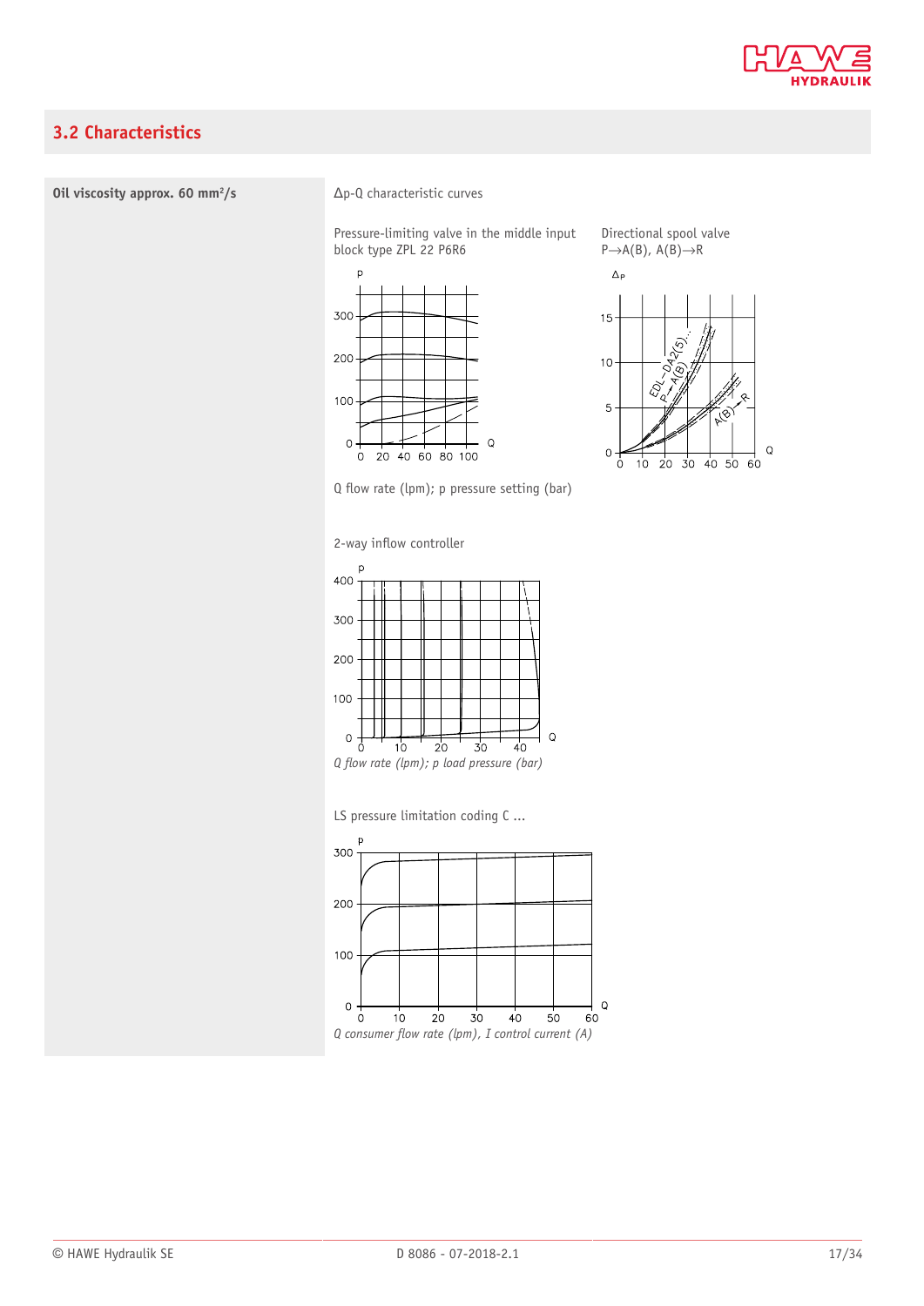## 3.2 Characteristics

**Oil viscosity approx. 60 mm²/s**

Δp-Q characteristic curves

Pressure-limiting valve in the middle input block type ZPL 22 P6R6

Directional spool valve P→A(B), A(B)→R

Q flow rate (lpm); p pressure setting (bar)

2-way inflow controller

*Q flow rate (lpm); p load pressure (bar)*

LS pressure limitation coding C ...

*Q consumer flow rate (lpm), I control current (A)*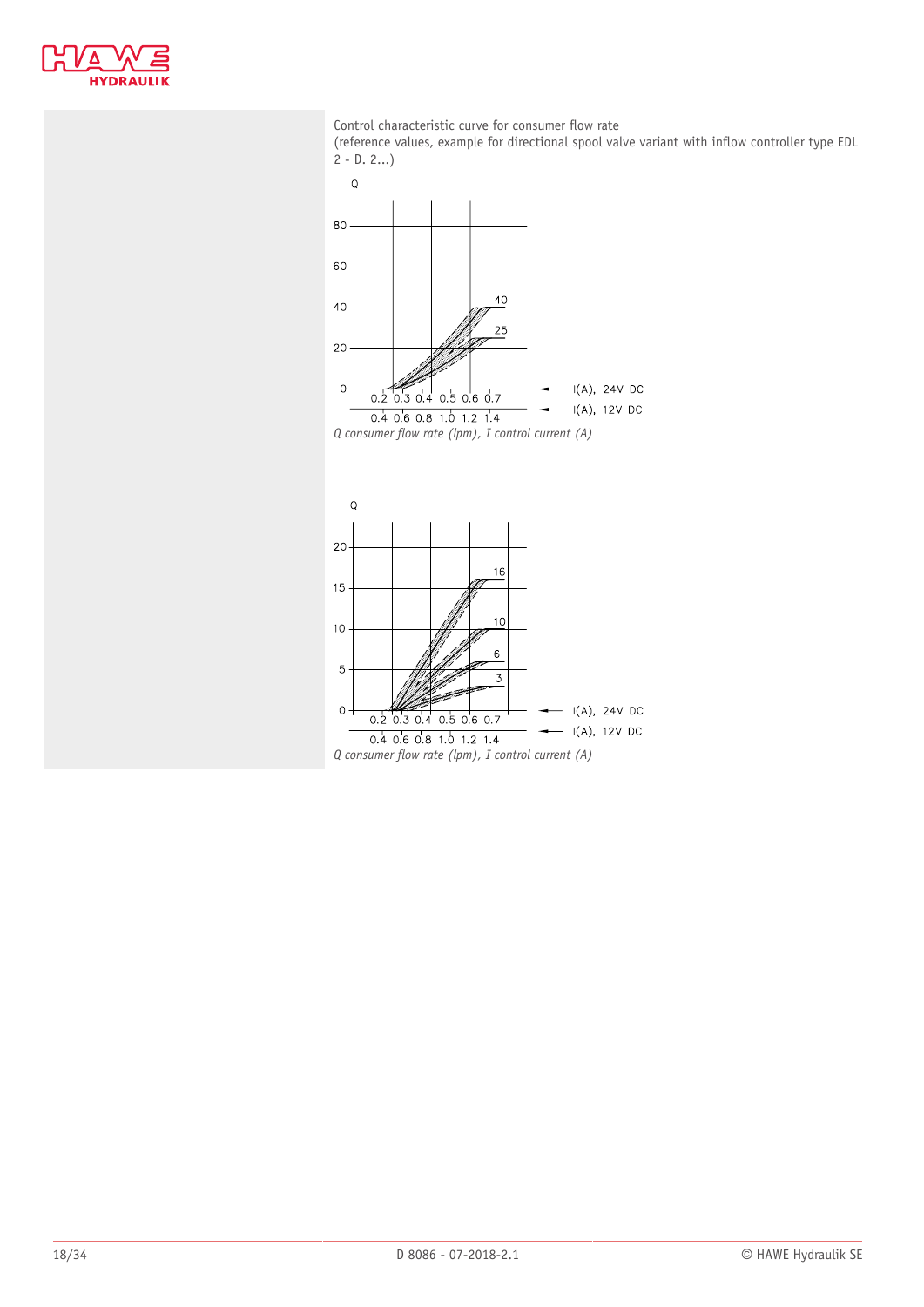Control characteristic curve for consumer flow rate
(reference values, example for directional spool valve variant with inflow controller type EDL 2 - D. 2...)

*Q consumer flow rate (lpm), I control current (A)*

*Q consumer flow rate (lpm), I control current (A)*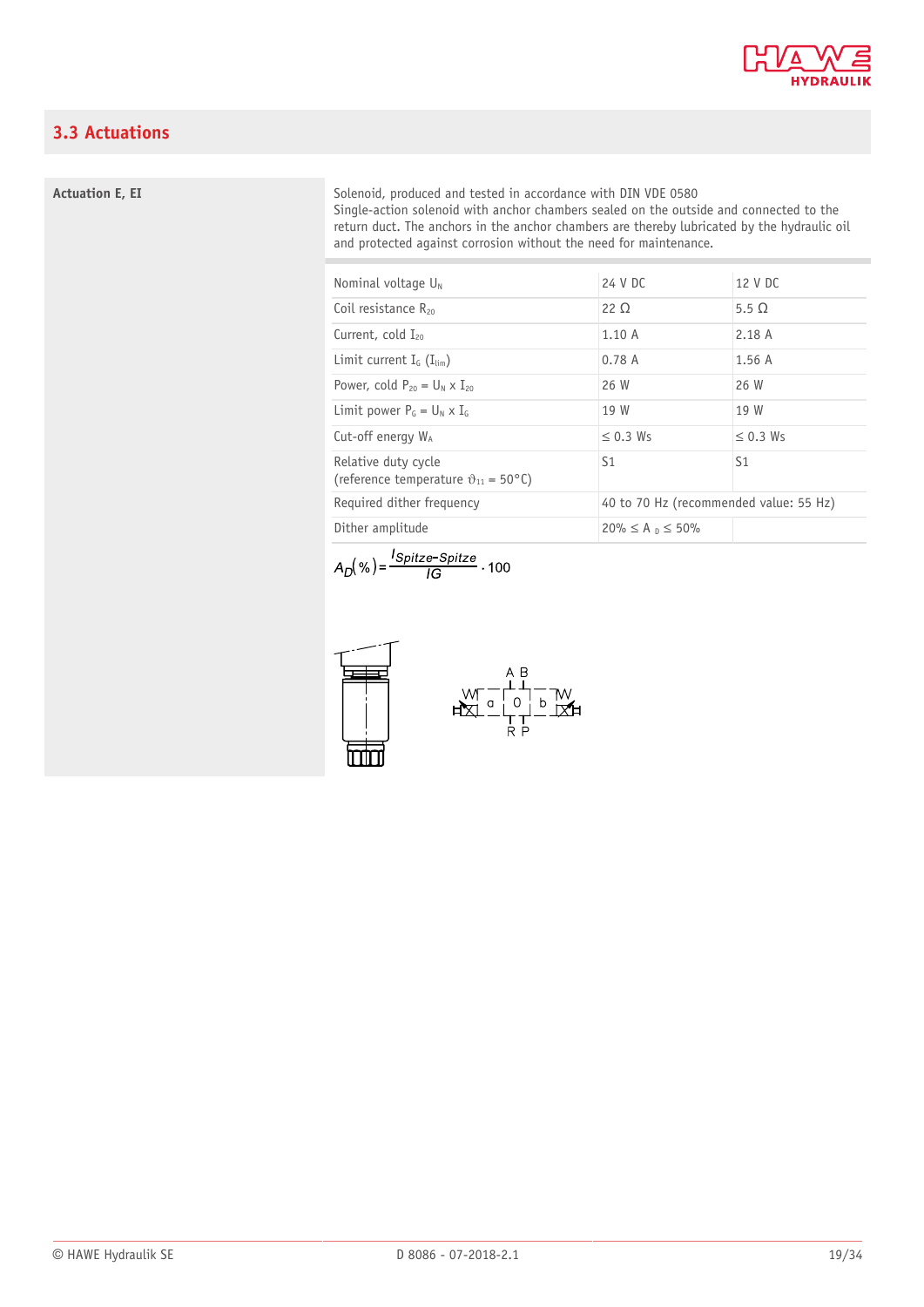## 3.3 Actuations

**Actuation E, EI**

Solenoid, produced and tested in accordance with DIN VDE 0580
Single-action solenoid with anchor chambers sealed on the outside and connected to the return duct. The anchors in the anchor chambers are thereby lubricated by the hydraulic oil and protected against corrosion without the need for maintenance.

| | | |
|---|---|---|
| Nominal voltage $U_N$ | 24 V DC | 12 V DC |
| Coil resistance $R_{20}$ | 22 Ω | 5.5 Ω |
| Current, cold $I_{20}$ | 1.10 A | 2.18 A |
| Limit current $I_G$ ($I_{lim}$) | 0.78 A | 1.56 A |
| Power, cold $P_{20} = U_N \times I_{20}$ | 26 W | 26 W |
| Limit power $P_G = U_N \times I_G$ | 19 W | 19 W |
| Cut-off energy $W_A$ | ≤ 0.3 Ws | ≤ 0.3 Ws |
| Relative duty cycle (reference temperature $\vartheta_{11}$ = 50°C) | S1 | S1 |
| Required dither frequency | 40 to 70 Hz (recommended value: 55 Hz) | |
| Dither amplitude | $20\% \leq A_D \leq 50\%$ | |

$$A_D(\%) = \frac{I_{Spitze-Spitze}}{IG} \cdot 100$$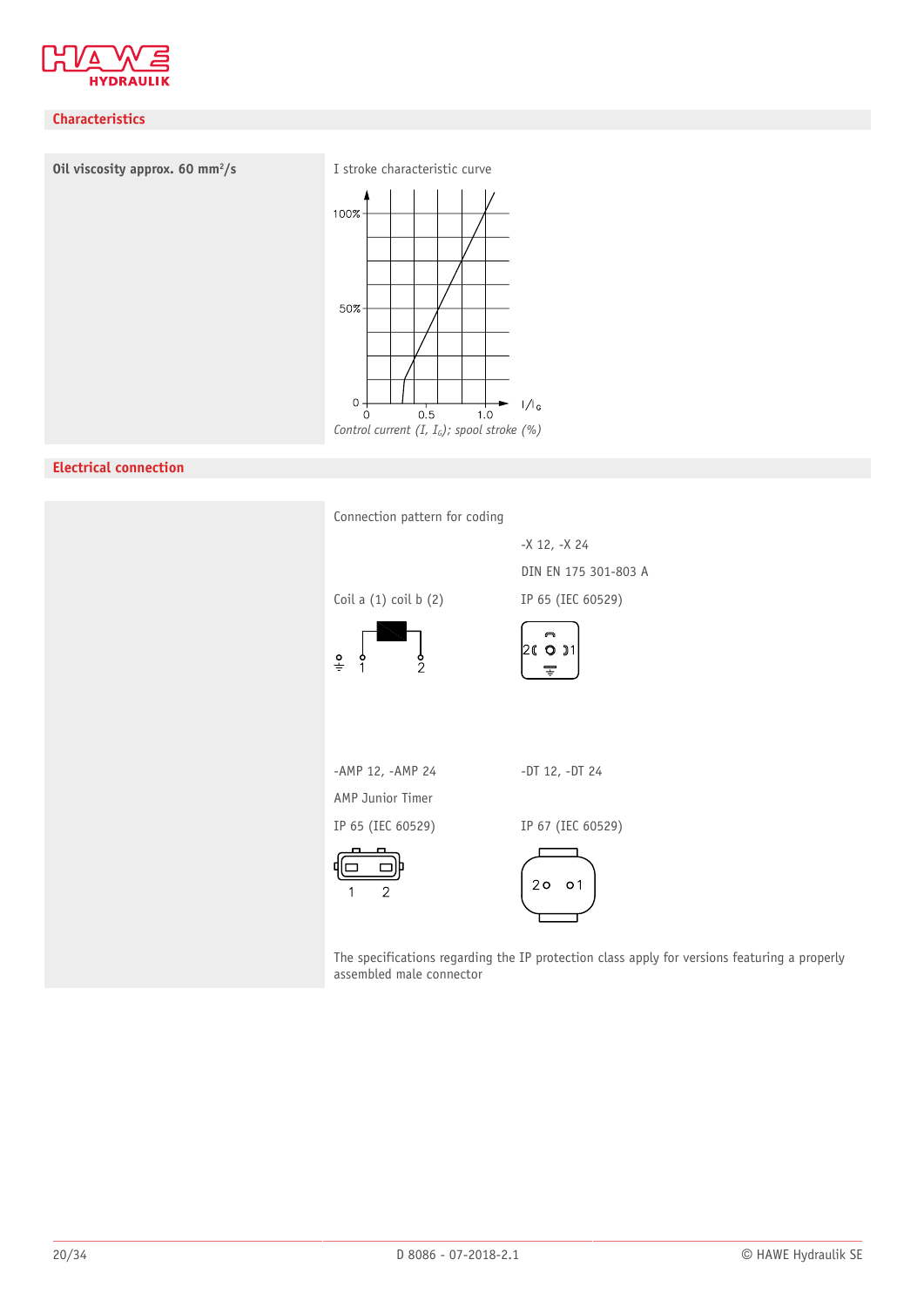## Characteristics

**Oil viscosity approx. 60 mm²/s**

I stroke characteristic curve

*Control current (I, $I_G$); spool stroke (%)*

## Electrical connection

Connection pattern for coding

Coil a (1) coil b (2)

-X 12, -X 24

DIN EN 175 301-803 A

IP 65 (IEC 60529)

-AMP 12, -AMP 24

AMP Junior Timer

IP 65 (IEC 60529)

-DT 12, -DT 24

IP 67 (IEC 60529)

The specifications regarding the IP protection class apply for versions featuring a properly assembled male connector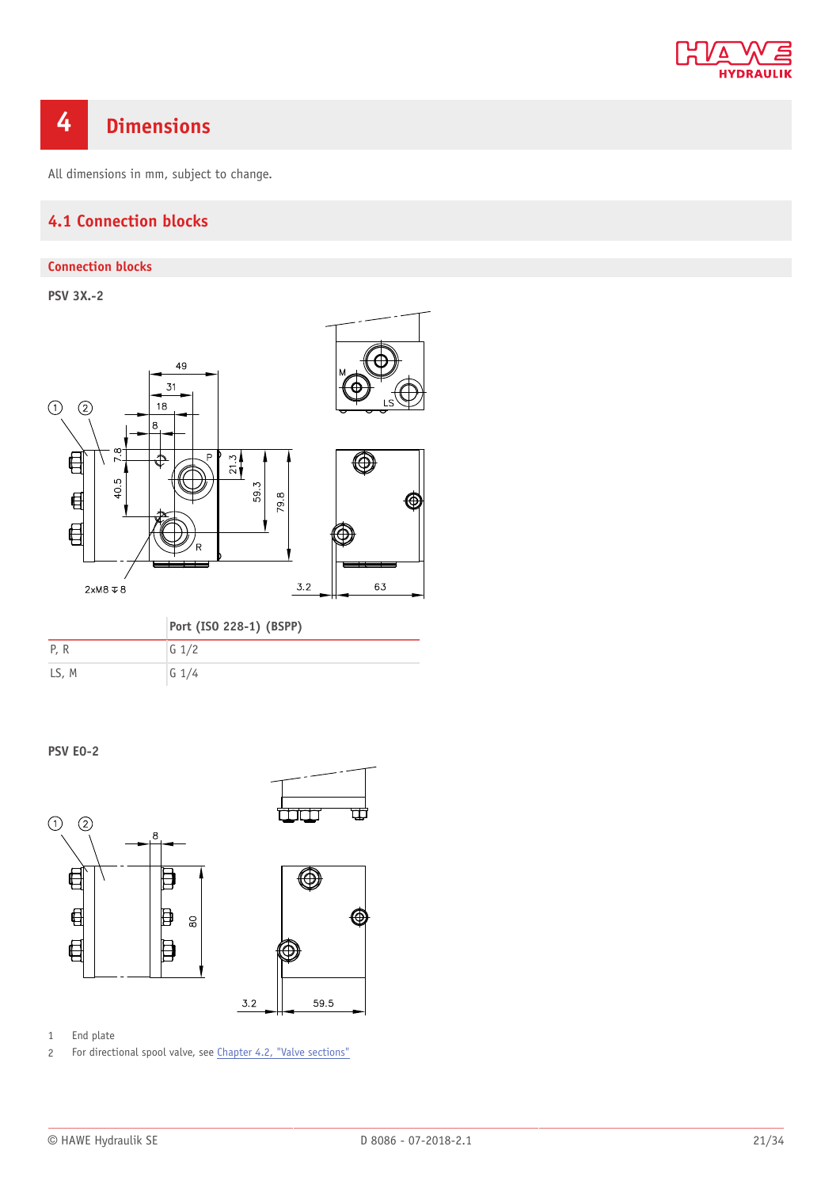# 4 Dimensions

All dimensions in mm, subject to change.

## 4.1 Connection blocks

### Connection blocks

**PSV 3X.-2**

|  | Port (ISO 228-1) (BSPP) |
|---|---|
| P, R | G 1/2 |
| LS, M | G 1/4 |

**PSV E0-2**

1 End plate

2 For directional spool valve, see Chapter 4.2, "Valve sections"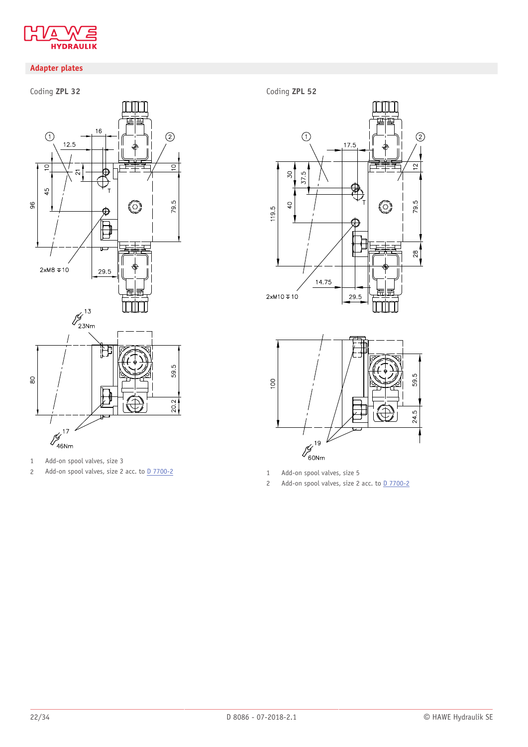## Adapter plates

Coding **ZPL 32**

1 Add-on spool valves, size 3
2 Add-on spool valves, size 2 acc. to D 7700-2

Coding **ZPL 52**

1 Add-on spool valves, size 5
2 Add-on spool valves, size 2 acc. to D 7700-2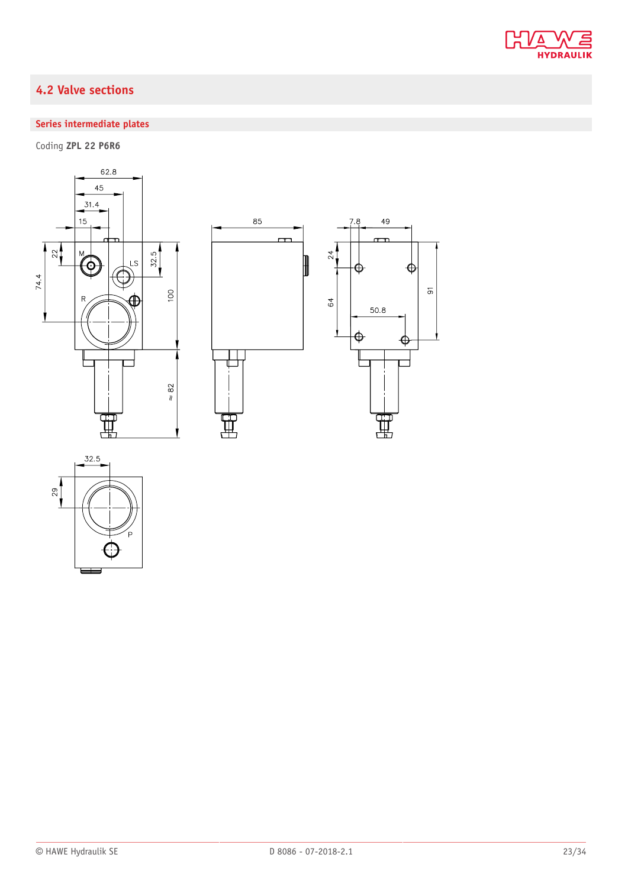## 4.2 Valve sections

### Series intermediate plates

Coding **ZPL 22 P6R6**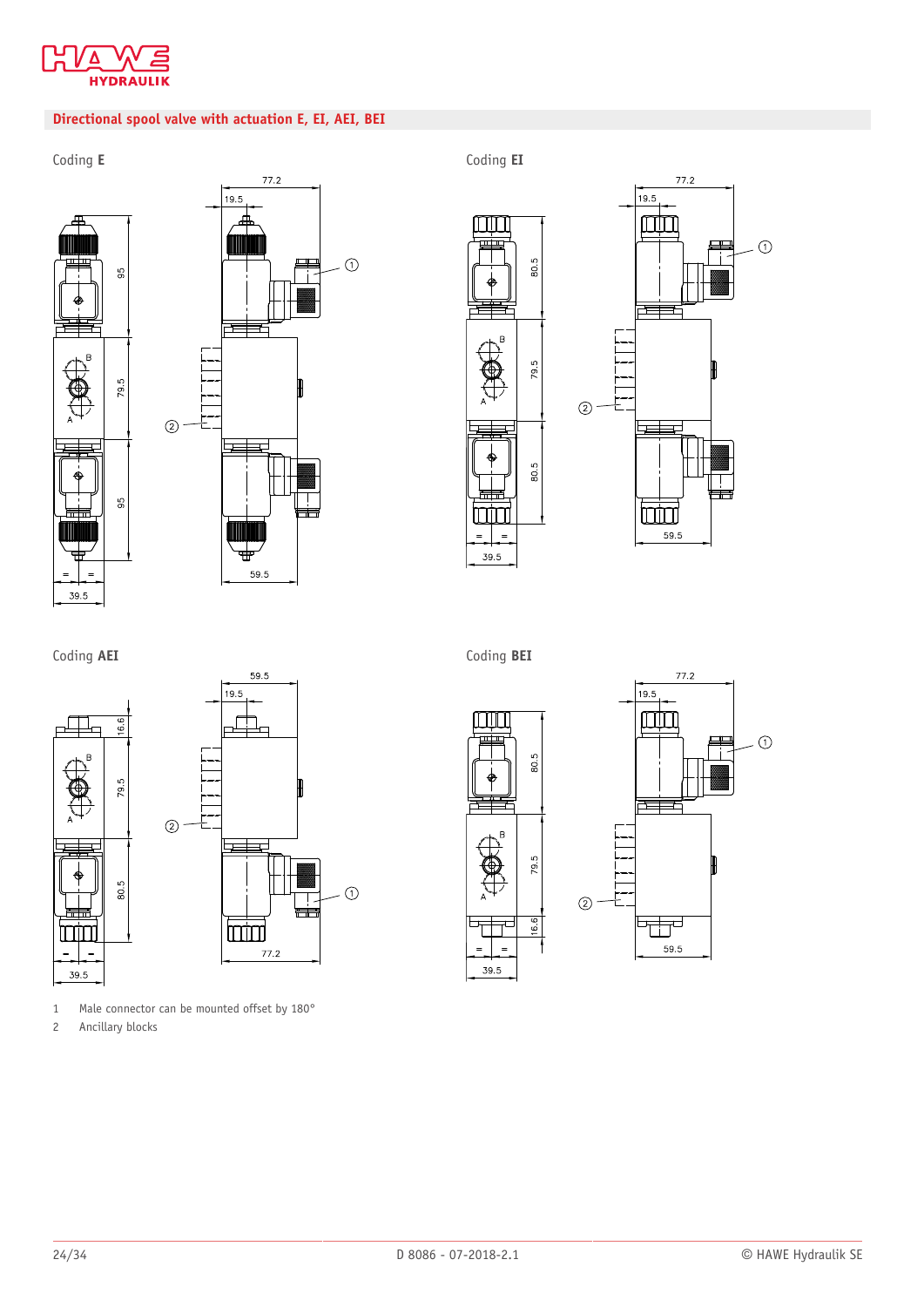## Directional spool valve with actuation E, EI, AEI, BEI

Coding **E**

Coding **EI**

Coding **AEI**

Coding **BEI**

1 Male connector can be mounted offset by 180°
2 Ancillary blocks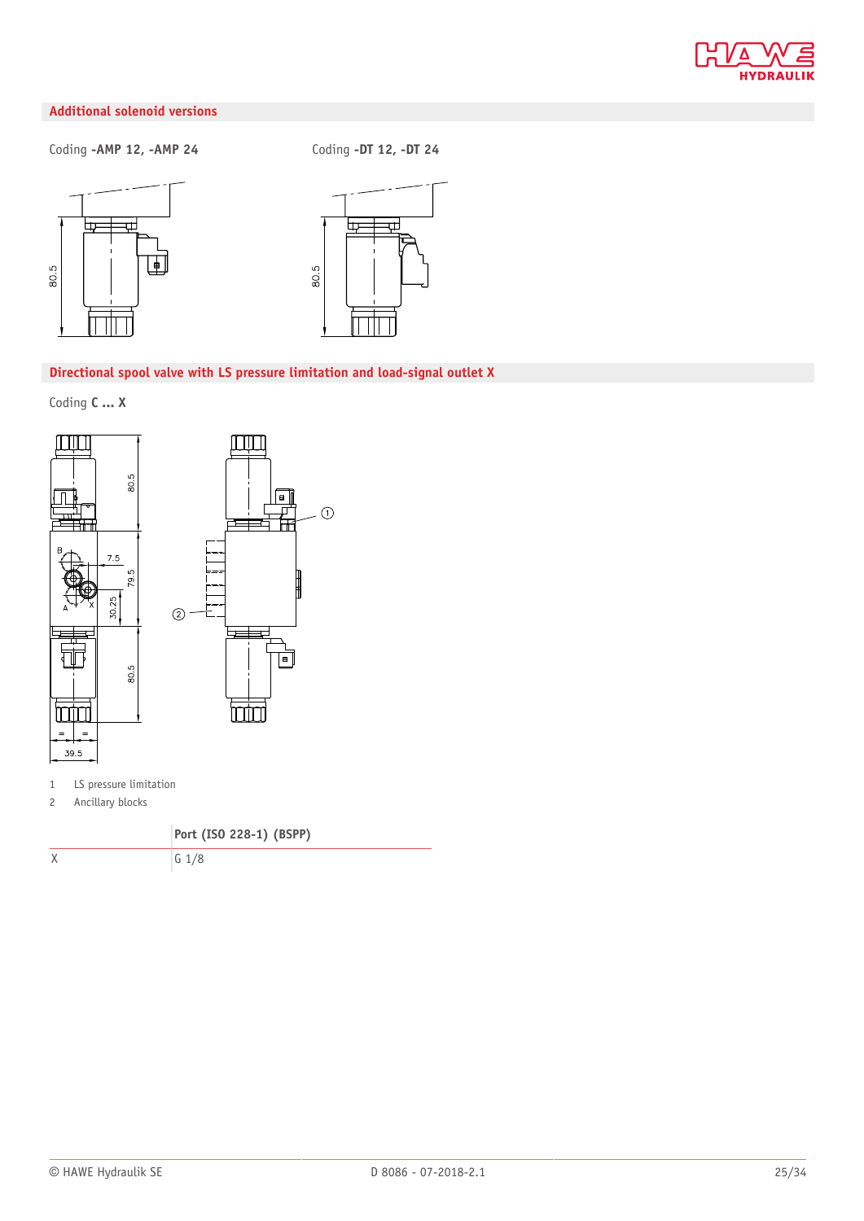## Additional solenoid versions

Coding **-AMP 12, -AMP 24**

Coding **-DT 12, -DT 24**

## Directional spool valve with LS pressure limitation and load-signal outlet X

Coding **C ... X**

1 LS pressure limitation
2 Ancillary blocks

| | Port (ISO 228-1) (BSPP) |
|---|---|
| X | G 1/8 |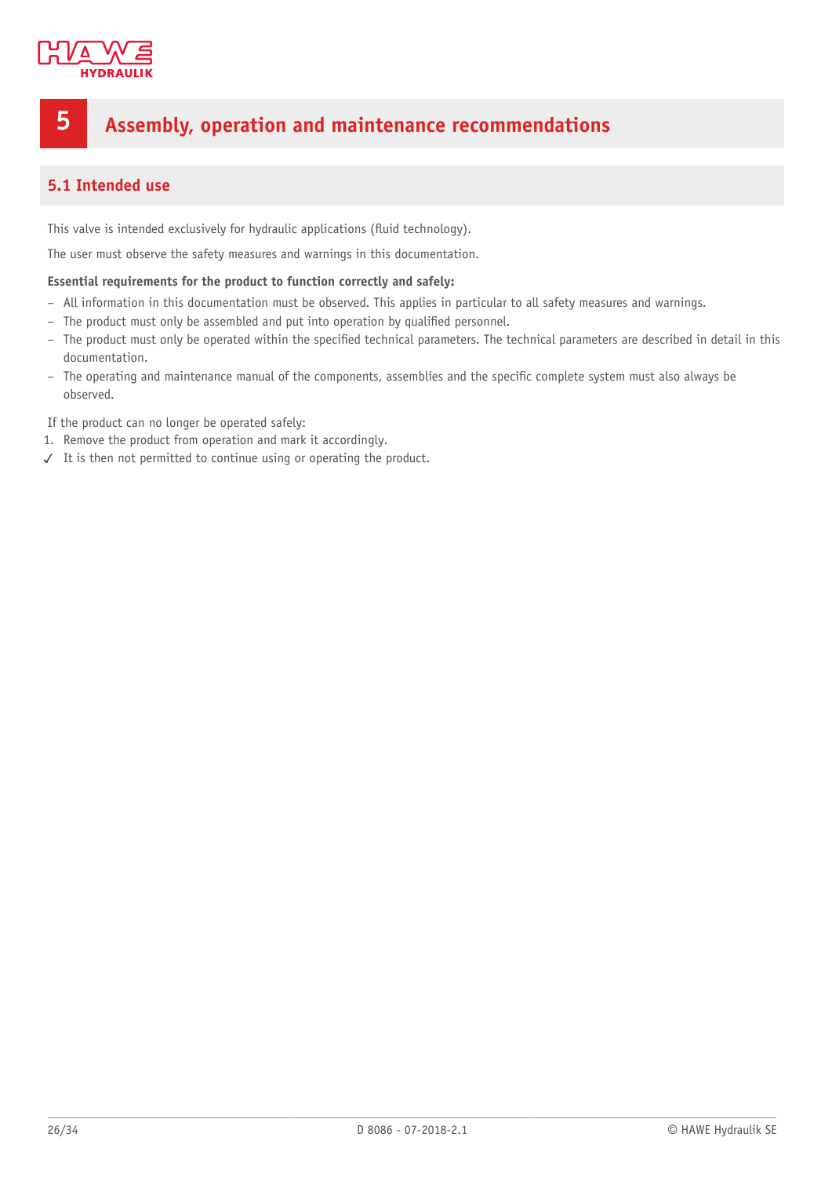# 5 Assembly, operation and maintenance recommendations

## 5.1 Intended use

This valve is intended exclusively for hydraulic applications (fluid technology).

The user must observe the safety measures and warnings in this documentation.

**Essential requirements for the product to function correctly and safely:**

- All information in this documentation must be observed. This applies in particular to all safety measures and warnings.
- The product must only be assembled and put into operation by qualified personnel.
- The product must only be operated within the specified technical parameters. The technical parameters are described in detail in this documentation.
- The operating and maintenance manual of the components, assemblies and the specific complete system must also always be observed.

If the product can no longer be operated safely:

1. Remove the product from operation and mark it accordingly.

✓ It is then not permitted to continue using or operating the product.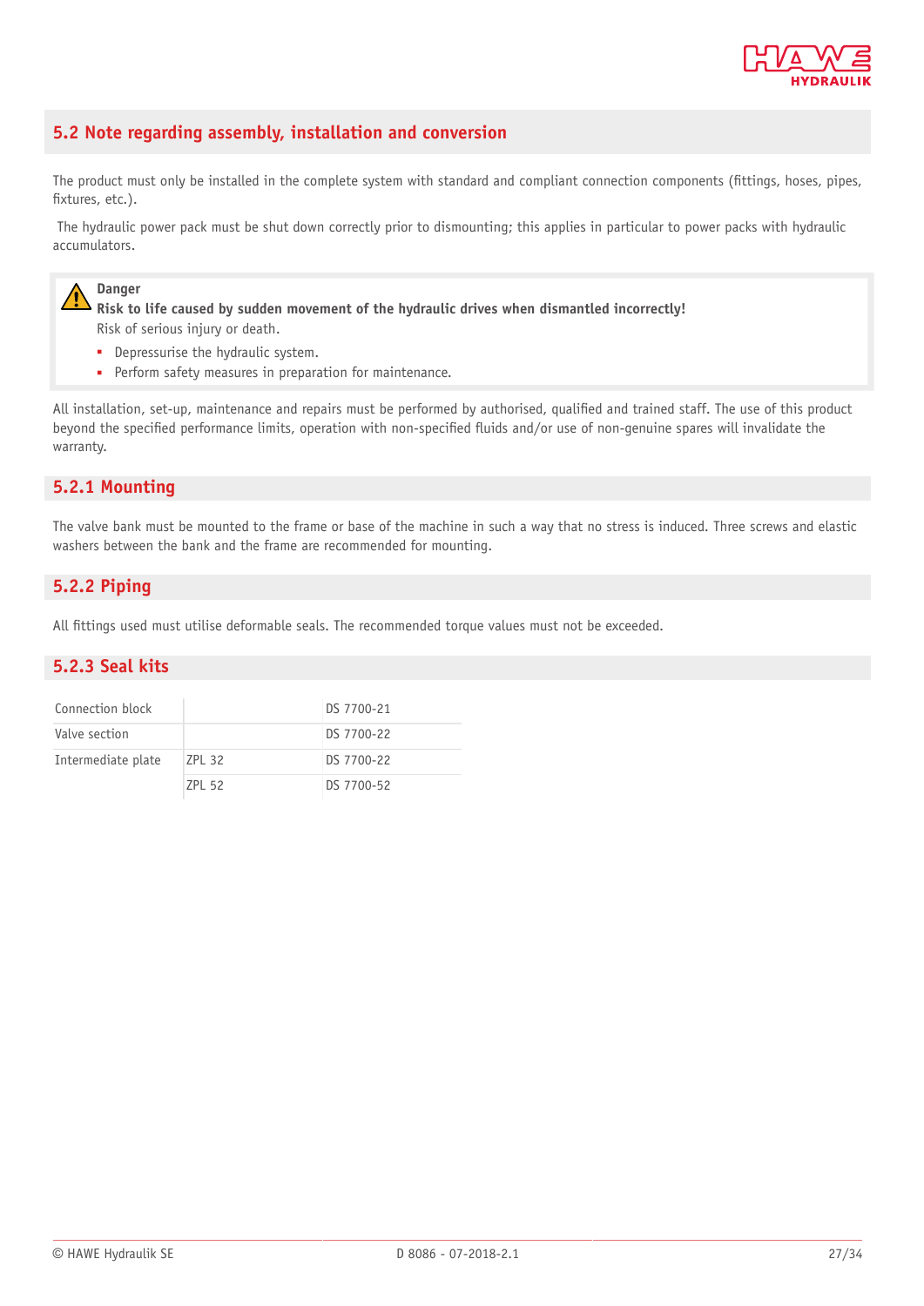## 5.2 Note regarding assembly, installation and conversion

The product must only be installed in the complete system with standard and compliant connection components (fittings, hoses, pipes, fixtures, etc.).

The hydraulic power pack must be shut down correctly prior to dismounting; this applies in particular to power packs with hydraulic accumulators.

> **Danger**
> **Risk to life caused by sudden movement of the hydraulic drives when dismantled incorrectly!**
> Risk of serious injury or death.
> - Depressurise the hydraulic system.
> - Perform safety measures in preparation for maintenance.

All installation, set-up, maintenance and repairs must be performed by authorised, qualified and trained staff. The use of this product beyond the specified performance limits, operation with non-specified fluids and/or use of non-genuine spares will invalidate the warranty.

### 5.2.1 Mounting

The valve bank must be mounted to the frame or base of the machine in such a way that no stress is induced. Three screws and elastic washers between the bank and the frame are recommended for mounting.

### 5.2.2 Piping

All fittings used must utilise deformable seals. The recommended torque values must not be exceeded.

### 5.2.3 Seal kits

| | | |
|---|---|---|
| Connection block | | DS 7700-21 |
| Valve section | | DS 7700-22 |
| Intermediate plate | ZPL 32 | DS 7700-22 |
| | ZPL 52 | DS 7700-52 |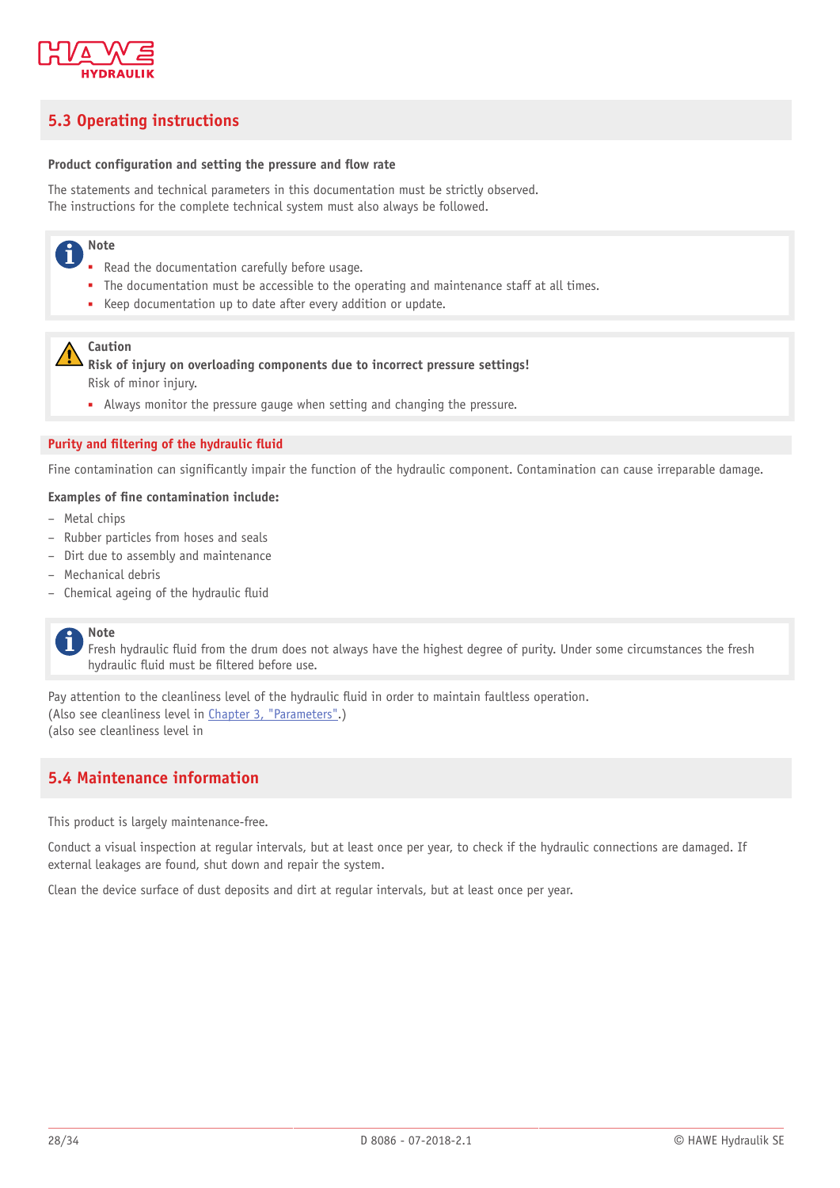## 5.3 Operating instructions

**Product configuration and setting the pressure and flow rate**

The statements and technical parameters in this documentation must be strictly observed.
The instructions for the complete technical system must also always be followed.

> **Note**
> - Read the documentation carefully before usage.
> - The documentation must be accessible to the operating and maintenance staff at all times.
> - Keep documentation up to date after every addition or update.

> **Caution**
> **Risk of injury on overloading components due to incorrect pressure settings!**
> Risk of minor injury.
> - Always monitor the pressure gauge when setting and changing the pressure.

### Purity and filtering of the hydraulic fluid

Fine contamination can significantly impair the function of the hydraulic component. Contamination can cause irreparable damage.

**Examples of fine contamination include:**

- Metal chips
- Rubber particles from hoses and seals
- Dirt due to assembly and maintenance
- Mechanical debris
- Chemical ageing of the hydraulic fluid

> **Note**
> Fresh hydraulic fluid from the drum does not always have the highest degree of purity. Under some circumstances the fresh hydraulic fluid must be filtered before use.

Pay attention to the cleanliness level of the hydraulic fluid in order to maintain faultless operation.
(Also see cleanliness level in Chapter 3, "Parameters".)
(also see cleanliness level in

## 5.4 Maintenance information

This product is largely maintenance-free.

Conduct a visual inspection at regular intervals, but at least once per year, to check if the hydraulic connections are damaged. If external leakages are found, shut down and repair the system.

Clean the device surface of dust deposits and dirt at regular intervals, but at least once per year.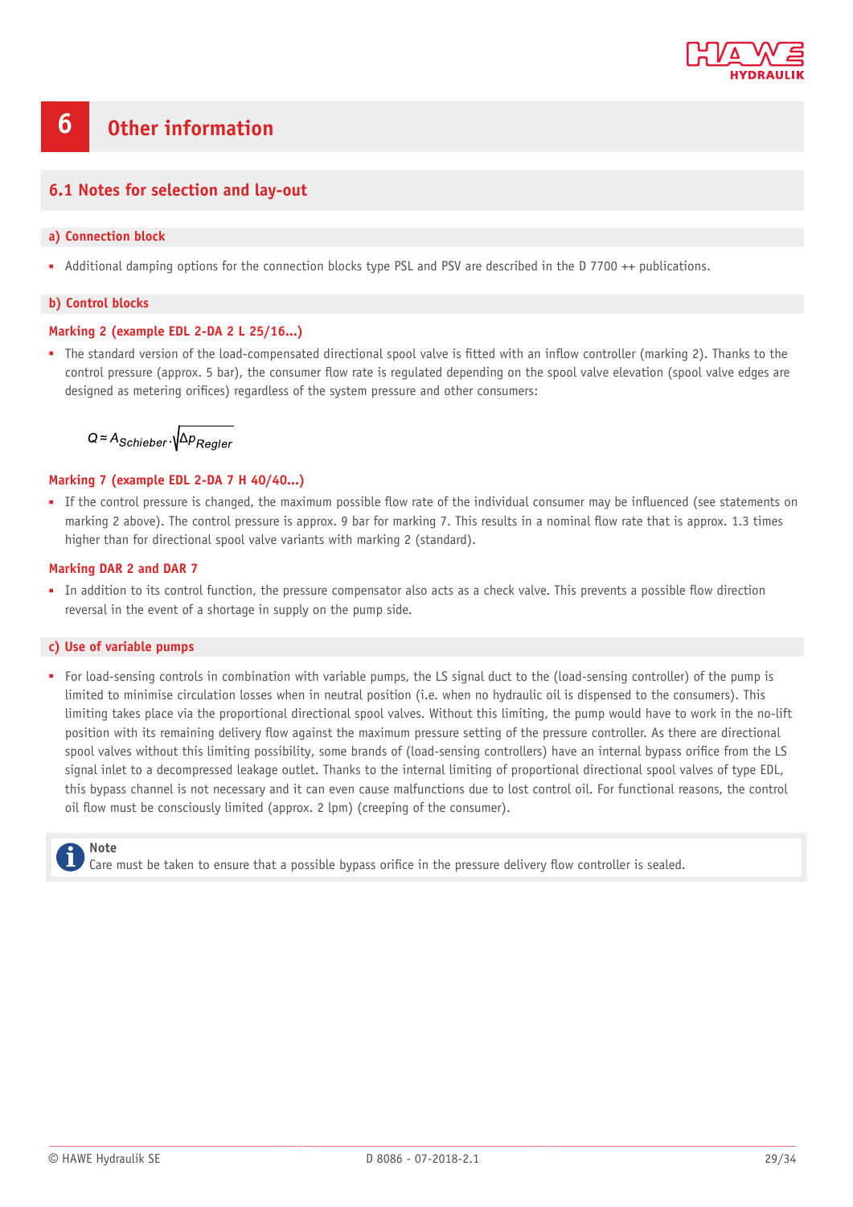# 6 Other information

## 6.1 Notes for selection and lay-out

### a) Connection block

- Additional damping options for the connection blocks type PSL and PSV are described in the D 7700 ++ publications.

### b) Control blocks

#### Marking 2 (example EDL 2-DA 2 L 25/16...)

- The standard version of the load-compensated directional spool valve is fitted with an inflow controller (marking 2). Thanks to the control pressure (approx. 5 bar), the consumer flow rate is regulated depending on the spool valve elevation (spool valve edges are designed as metering orifices) regardless of the system pressure and other consumers:

$$Q \approx A_{Schieber} \cdot \sqrt{\Delta p_{Regler}}$$

#### Marking 7 (example EDL 2-DA 7 H 40/40...)

- If the control pressure is changed, the maximum possible flow rate of the individual consumer may be influenced (see statements on marking 2 above). The control pressure is approx. 9 bar for marking 7. This results in a nominal flow rate that is approx. 1.3 times higher than for directional spool valve variants with marking 2 (standard).

#### Marking DAR 2 and DAR 7

- In addition to its control function, the pressure compensator also acts as a check valve. This prevents a possible flow direction reversal in the event of a shortage in supply on the pump side.

### c) Use of variable pumps

- For load-sensing controls in combination with variable pumps, the LS signal duct to the (load-sensing controller) of the pump is limited to minimise circulation losses when in neutral position (i.e. when no hydraulic oil is dispensed to the consumers). This limiting takes place via the proportional directional spool valves. Without this limiting, the pump would have to work in the no-lift position with its remaining delivery flow against the maximum pressure setting of the pressure controller. As there are directional spool valves without this limiting possibility, some brands of (load-sensing controllers) have an internal bypass orifice from the LS signal inlet to a decompressed leakage outlet. Thanks to the internal limiting of proportional directional spool valves of type EDL, this bypass channel is not necessary and it can even cause malfunctions due to lost control oil. For functional reasons, the control oil flow must be consciously limited (approx. 2 lpm) (creeping of the consumer).

> **Note**
> Care must be taken to ensure that a possible bypass orifice in the pressure delivery flow controller is sealed.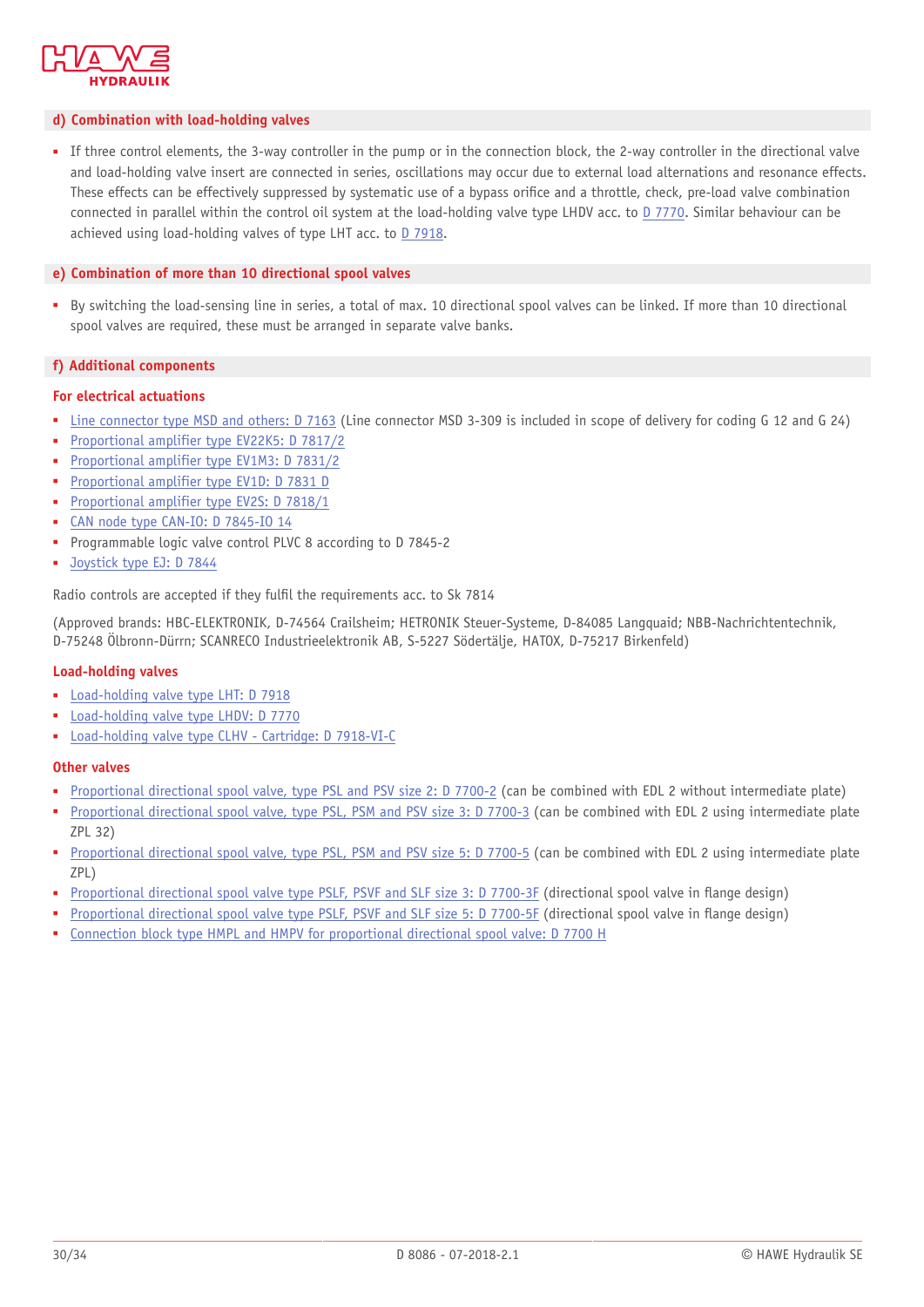## d) Combination with load-holding valves

- If three control elements, the 3-way controller in the pump or in the connection block, the 2-way controller in the directional valve and load-holding valve insert are connected in series, oscillations may occur due to external load alternations and resonance effects. These effects can be effectively suppressed by systematic use of a bypass orifice and a throttle, check, pre-load valve combination connected in parallel within the control oil system at the load-holding valve type LHDV acc. to D 7770. Similar behaviour can be achieved using load-holding valves of type LHT acc. to D 7918.

## e) Combination of more than 10 directional spool valves

- By switching the load-sensing line in series, a total of max. 10 directional spool valves can be linked. If more than 10 directional spool valves are required, these must be arranged in separate valve banks.

## f) Additional components

### For electrical actuations

- Line connector type MSD and others: D 7163 (Line connector MSD 3-309 is included in scope of delivery for coding G 12 and G 24)
- Proportional amplifier type EV22K5: D 7817/2
- Proportional amplifier type EV1M3: D 7831/2
- Proportional amplifier type EV1D: D 7831 D
- Proportional amplifier type EV2S: D 7818/1
- CAN node type CAN-IO: D 7845-IO 14
- Programmable logic valve control PLVC 8 according to D 7845-2
- Joystick type EJ: D 7844

Radio controls are accepted if they fulfil the requirements acc. to Sk 7814

(Approved brands: HBC-ELEKTRONIK, D-74564 Crailsheim; HETRONIK Steuer-Systeme, D-84085 Langquaid; NBB-Nachrichtentechnik, D-75248 Ölbronn-Dürrn; SCANRECO Industrieelektronik AB, S-5227 Södertälje, HATOX, D-75217 Birkenfeld)

### Load-holding valves

- Load-holding valve type LHT: D 7918
- Load-holding valve type LHDV: D 7770
- Load-holding valve type CLHV - Cartridge: D 7918-VI-C

### Other valves

- Proportional directional spool valve, type PSL and PSV size 2: D 7700-2 (can be combined with EDL 2 without intermediate plate)
- Proportional directional spool valve, type PSL, PSM and PSV size 3: D 7700-3 (can be combined with EDL 2 using intermediate plate ZPL 32)
- Proportional directional spool valve, type PSL, PSM and PSV size 5: D 7700-5 (can be combined with EDL 2 using intermediate plate ZPL)
- Proportional directional spool valve type PSLF, PSVF and SLF size 3: D 7700-3F (directional spool valve in flange design)
- Proportional directional spool valve type PSLF, PSVF and SLF size 5: D 7700-5F (directional spool valve in flange design)
- Connection block type HMPL and HMPV for proportional directional spool valve: D 7700 H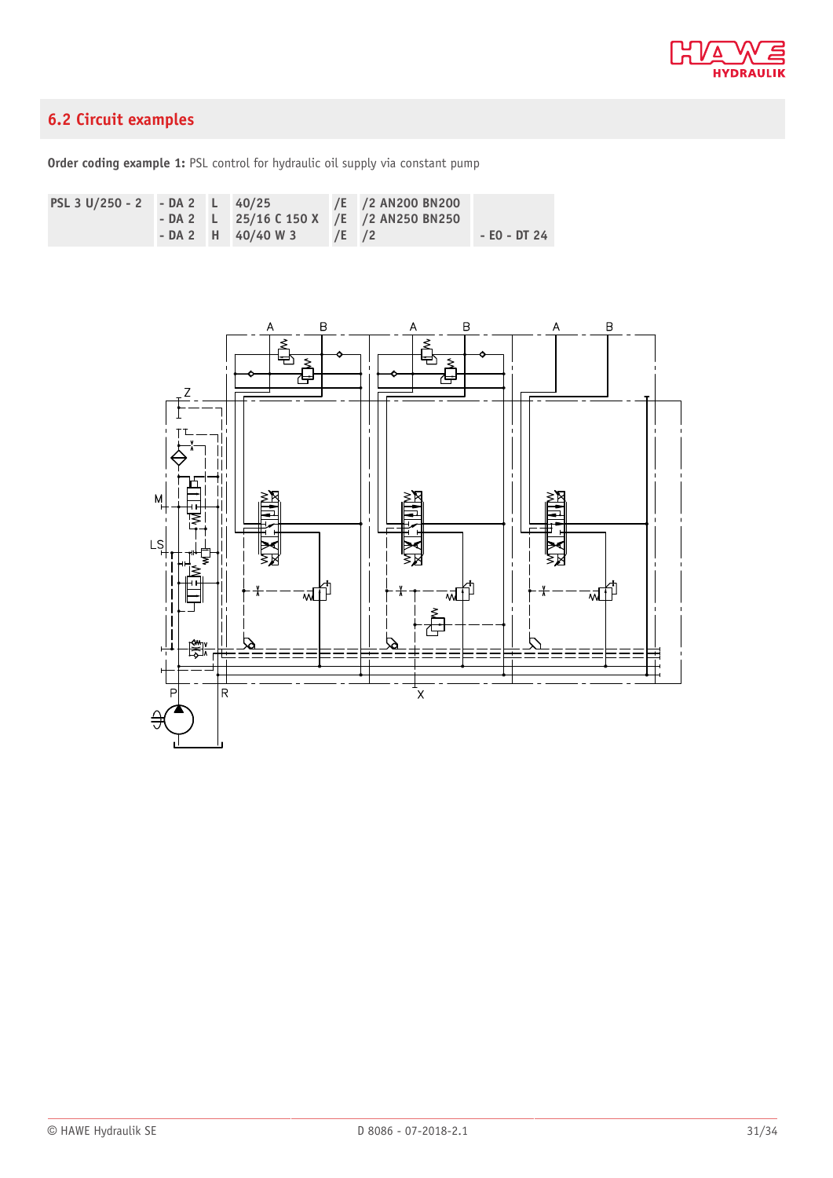## 6.2 Circuit examples

**Order coding example 1:** PSL control for hydraulic oil supply via constant pump

| PSL 3 U/250 - 2 | - DA 2 | L | 40/25 | /E | /2 AN200 BN200 | |
|---|---|---|---|---|---|---|
| | - DA 2 | L | 25/16 C 150 X | /E | /2 AN250 BN250 | |
| | - DA 2 | H | 40/40 W 3 | /E | /2 | - EO - DT 24 |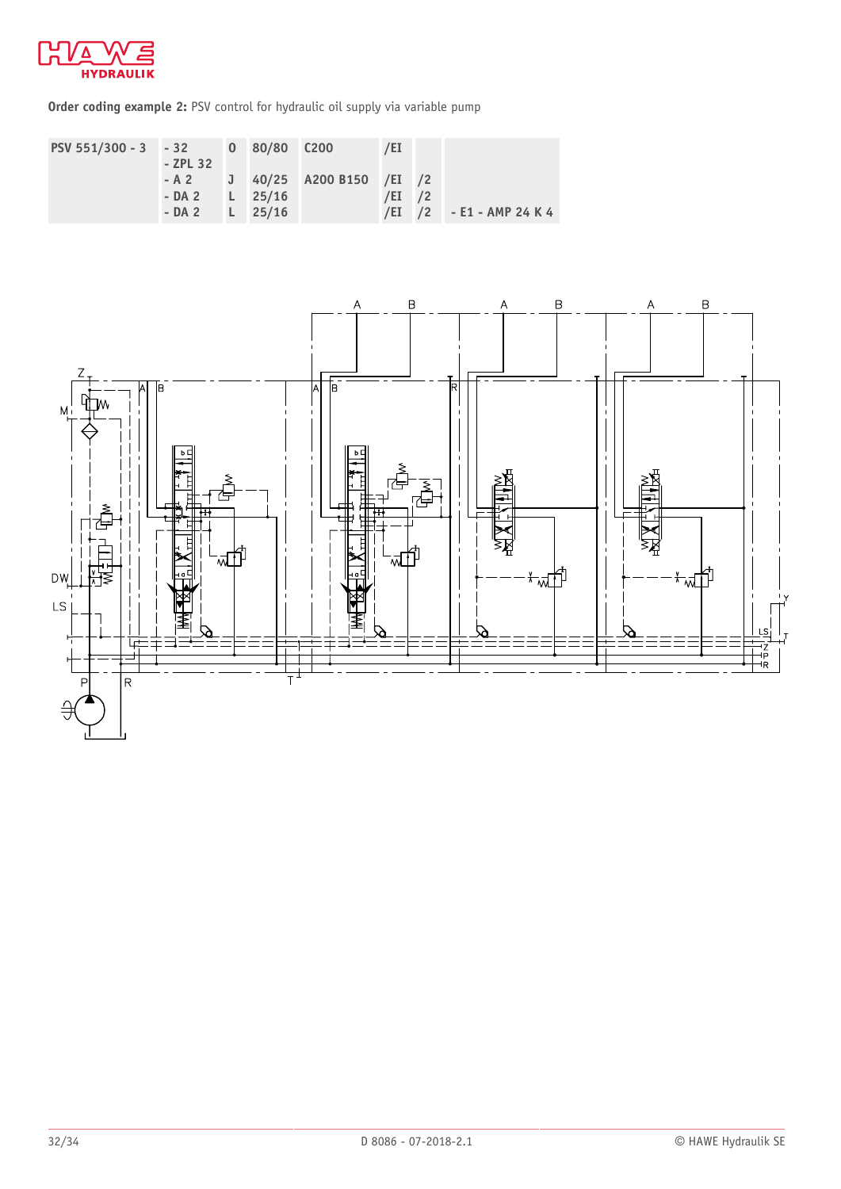**Order coding example 2:** PSV control for hydraulic oil supply via variable pump

| PSV 551/300 - 3 | - 32<br>- ZPL 32 | O | 80/80 | C200 | /EI | | |
|---|---|---|---|---|---|---|---|
| | - A 2 | J | 40/25 | A200 B150 | /EI | /2 | |
| | - DA 2 | L | 25/16 | | /EI | /2 | |
| | - DA 2 | L | 25/16 | | /EI | /2 | - E1 - AMP 24 K 4 |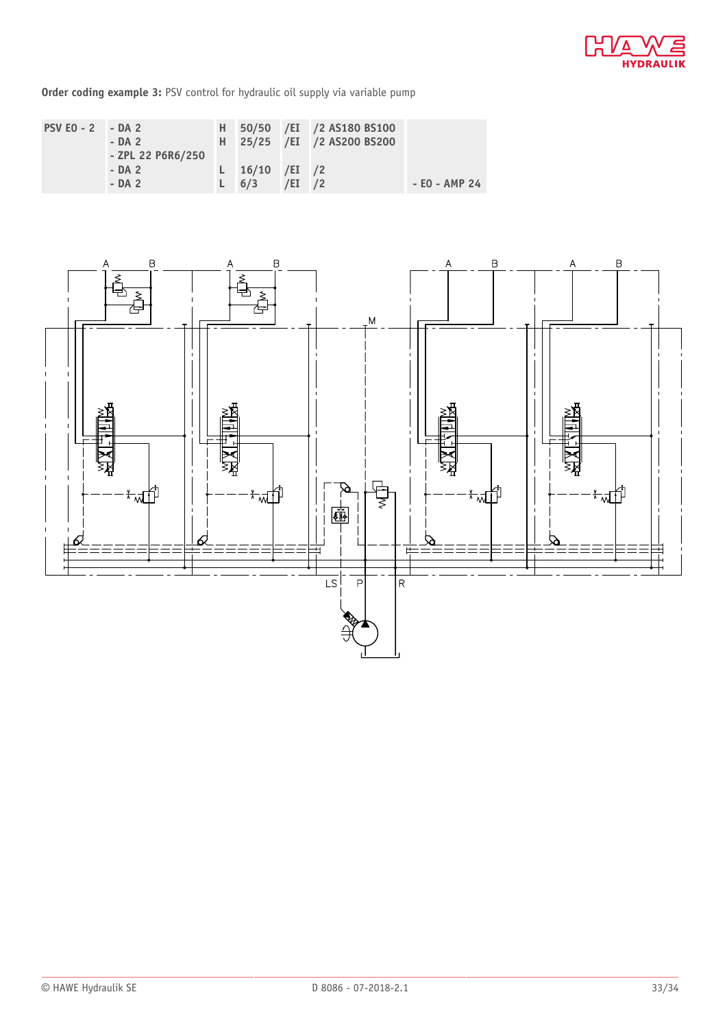**Order coding example 3:** PSV control for hydraulic oil supply via variable pump

| | | | | | | |
|---|---|---|---|---|---|---|
| **PSV EO - 2** | **- DA 2** | **H** | **50/50** | **/EI** | **/2 AS180 BS100** | |
| | **- DA 2** | **H** | **25/25** | **/EI** | **/2 AS200 BS200** | |
| | **- ZPL 22 P6R6/250** | | | | | |
| | **- DA 2** | **L** | **16/10** | **/EI** | **/2** | |
| | **- DA 2** | **L** | **6/3** | **/EI** | **/2** | **- EO - AMP 24** |

A B A B M A B A B LS P R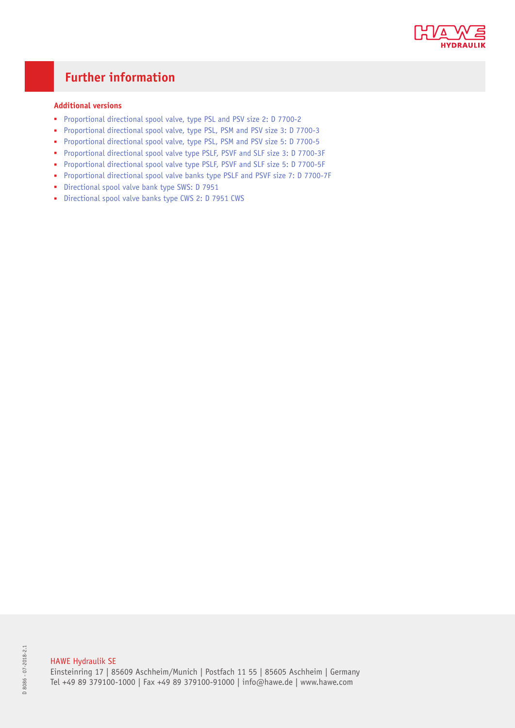## Further information

### Additional versions

- Proportional directional spool valve, type PSL and PSV size 2: D 7700-2
- Proportional directional spool valve, type PSL, PSM and PSV size 3: D 7700-3
- Proportional directional spool valve, type PSL, PSM and PSV size 5: D 7700-5
- Proportional directional spool valve type PSLF, PSVF and SLF size 3: D 7700-3F
- Proportional directional spool valve type PSLF, PSVF and SLF size 5: D 7700-5F
- Proportional directional spool valve banks type PSLF and PSVF size 7: D 7700-7F
- Directional spool valve bank type SWS: D 7951
- Directional spool valve banks type CWS 2: D 7951 CWS

HAWE Hydraulik SE
Einsteinring 17 | 85609 Aschheim/Munich | Postfach 11 55 | 85605 Aschheim | Germany
Tel +49 89 379100-1000 | Fax +49 89 379100-91000 | info@hawe.de | www.hawe.com